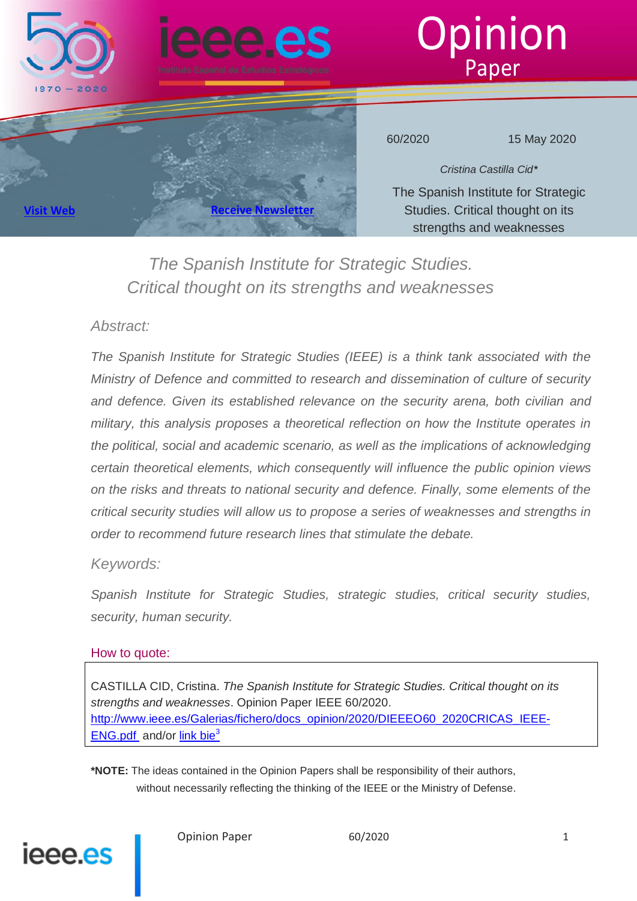# Opinion Paper

60/2020 15 May 2020

*Cristina Castilla Cid**

The Spanish Institute for Strategic Studies. Critical thought on its strengths and weaknesses

[Visit Web](http://www.ieee.es) [Receive Newsletter]

## *The Spanish Institute for Strategic Studies. Critical thought on its strengths and weaknesses*

### *Abstract:*

*The Spanish Institute for Strategic Studies (IEEE) is a think tank associated with the Ministry of Defence and committed to research and dissemination of culture of security and defence. Given its established relevance on the security arena, both civilian and military, this analysis proposes a theoretical reflection on how the Institute operates in the political, social and academic scenario, as well as the implications of acknowledging certain theoretical elements, which consequently will influence the public opinion views on the risks and threats to national security and defence. Finally, some elements of the critical security studies will allow us to propose a series of weaknesses and strengths in order to recommend future research lines that stimulate the debate.*

### *Keywords:*

*Spanish Institute for Strategic Studies, strategic studies, critical security studies, security, human security.*

### How to quote:

CASTILLA CID, Cristina. *The Spanish Institute for Strategic Studies. Critical thought on its strengths and weaknesses*. Opinion Paper IEEE 60/2020. http://www.ieee.es/Galerias/fichero/docs_opinion/2020/DIEEEO60_2020CRICAS_IEEE-ENG.pdf and/or link bie[3]

**\*NOTE:** The ideas contained in the Opinion Papers shall be responsibility of their authors, without necessarily reflecting the thinking of the IEEE or the Ministry of Defense.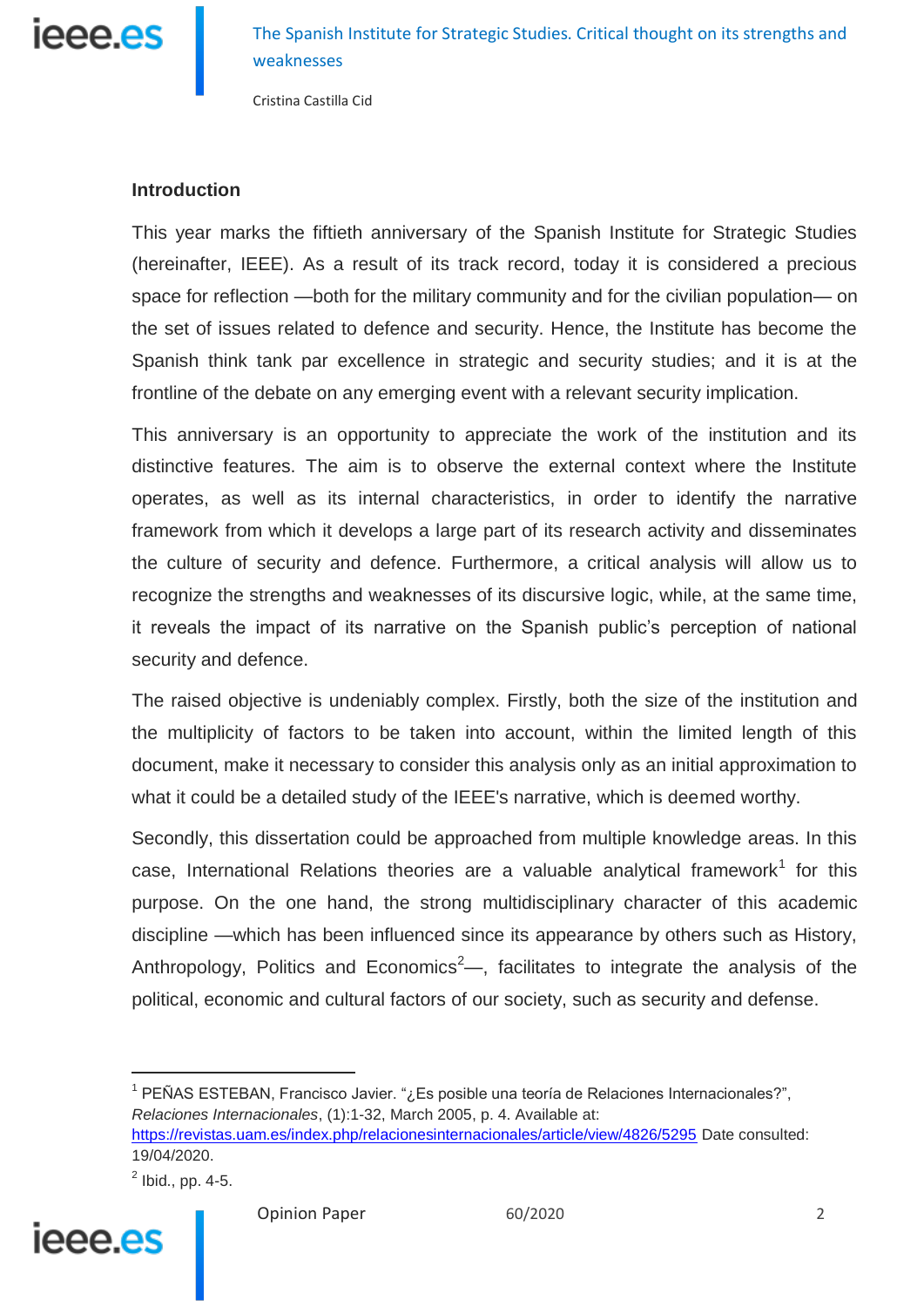## Introduction

This year marks the fiftieth anniversary of the Spanish Institute for Strategic Studies (hereinafter, IEEE). As a result of its track record, today it is considered a precious space for reflection —both for the military community and for the civilian population— on the set of issues related to defence and security. Hence, the Institute has become the Spanish think tank par excellence in strategic and security studies; and it is at the frontline of the debate on any emerging event with a relevant security implication.

This anniversary is an opportunity to appreciate the work of the institution and its distinctive features. The aim is to observe the external context where the Institute operates, as well as its internal characteristics, in order to identify the narrative framework from which it develops a large part of its research activity and disseminates the culture of security and defence. Furthermore, a critical analysis will allow us to recognize the strengths and weaknesses of its discursive logic, while, at the same time, it reveals the impact of its narrative on the Spanish public's perception of national security and defence.

The raised objective is undeniably complex. Firstly, both the size of the institution and the multiplicity of factors to be taken into account, within the limited length of this document, make it necessary to consider this analysis only as an initial approximation to what it could be a detailed study of the IEEE's narrative, which is deemed worthy.

Secondly, this dissertation could be approached from multiple knowledge areas. In this case, International Relations theories are a valuable analytical framework[1] for this purpose. On the one hand, the strong multidisciplinary character of this academic discipline —which has been influenced since its appearance by others such as History, Anthropology, Politics and Economics[2]—, facilitates to integrate the analysis of the political, economic and cultural factors of our society, such as security and defense.

---

[1] PEÑAS ESTEBAN, Francisco Javier. "¿Es posible una teoría de Relaciones Internacionales?", *Relaciones Internacionales*, (1):1-32, March 2005, p. 4. Available at: https://revistas.uam.es/index.php/relacionesinternacionales/article/view/4826/5295 Date consulted: 19/04/2020.

[2] Ibid., pp. 4-5.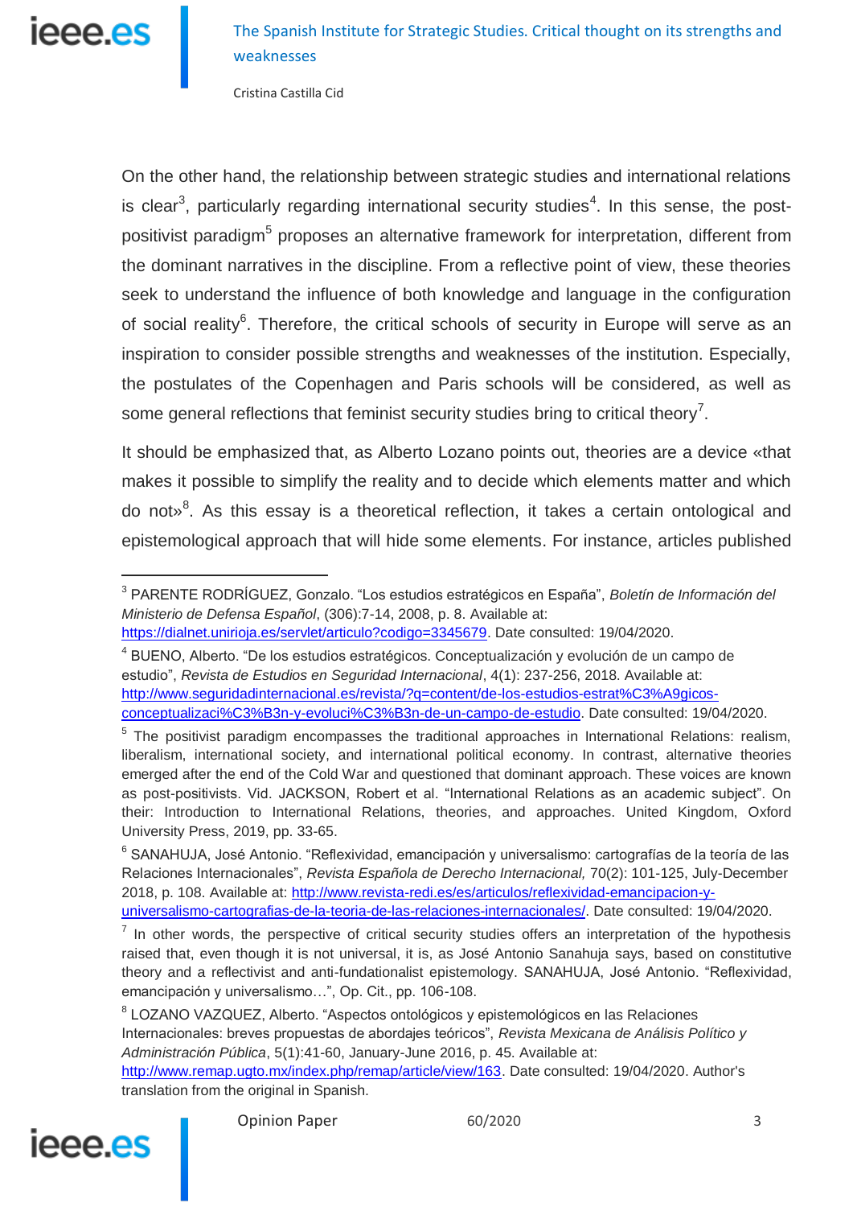On the other hand, the relationship between strategic studies and international relations is clear[3], particularly regarding international security studies[4]. In this sense, the post-positivist paradigm[5] proposes an alternative framework for interpretation, different from the dominant narratives in the discipline. From a reflective point of view, these theories seek to understand the influence of both knowledge and language in the configuration of social reality[6]. Therefore, the critical schools of security in Europe will serve as an inspiration to consider possible strengths and weaknesses of the institution. Especially, the postulates of the Copenhagen and Paris schools will be considered, as well as some general reflections that feminist security studies bring to critical theory[7].

It should be emphasized that, as Alberto Lozano points out, theories are a device «that makes it possible to simplify the reality and to decide which elements matter and which do not»[8]. As this essay is a theoretical reflection, it takes a certain ontological and epistemological approach that will hide some elements. For instance, articles published

---

[3] PARENTE RODRÍGUEZ, Gonzalo. "Los estudios estratégicos en España", *Boletín de Información del Ministerio de Defensa Español*, (306):7-14, 2008, p. 8. Available at: https://dialnet.unirioja.es/servlet/articulo?codigo=3345679. Date consulted: 19/04/2020.

[4] BUENO, Alberto. "De los estudios estratégicos. Conceptualización y evolución de un campo de estudio", *Revista de Estudios en Seguridad Internacional*, 4(1): 237-256, 2018. Available at: http://www.seguridadinternacional.es/revista/?q=content/de-los-estudios-estrat%C3%A9gicos-conceptualizaci%C3%B3n-y-evoluci%C3%B3n-de-un-campo-de-estudio. Date consulted: 19/04/2020.

[5] The positivist paradigm encompasses the traditional approaches in International Relations: realism, liberalism, international society, and international political economy. In contrast, alternative theories emerged after the end of the Cold War and questioned that dominant approach. These voices are known as post-positivists. Vid. JACKSON, Robert et al. "International Relations as an academic subject". On their: Introduction to International Relations, theories, and approaches. United Kingdom, Oxford University Press, 2019, pp. 33-65.

[6] SANAHUJA, José Antonio. "Reflexividad, emancipación y universalismo: cartografías de la teoría de las Relaciones Internacionales", *Revista Española de Derecho Internacional,* 70(2): 101-125, July-December 2018, p. 108. Available at: http://www.revista-redi.es/es/articulos/reflexividad-emancipacion-y-universalismo-cartografias-de-la-teoria-de-las-relaciones-internacionales/. Date consulted: 19/04/2020.

[7] In other words, the perspective of critical security studies offers an interpretation of the hypothesis raised that, even though it is not universal, it is, as José Antonio Sanahuja says, based on constitutive theory and a reflectivist and anti-fundationalist epistemology. SANAHUJA, José Antonio. "Reflexividad, emancipación y universalismo…", Op. Cit., pp. 106-108.

[8] LOZANO VAZQUEZ, Alberto. "Aspectos ontológicos y epistemológicos en las Relaciones Internacionales: breves propuestas de abordajes teóricos", *Revista Mexicana de Análisis Político y Administración Pública*, 5(1):41-60, January-June 2016, p. 45. Available at: http://www.remap.ugto.mx/index.php/remap/article/view/163. Date consulted: 19/04/2020. Author's translation from the original in Spanish.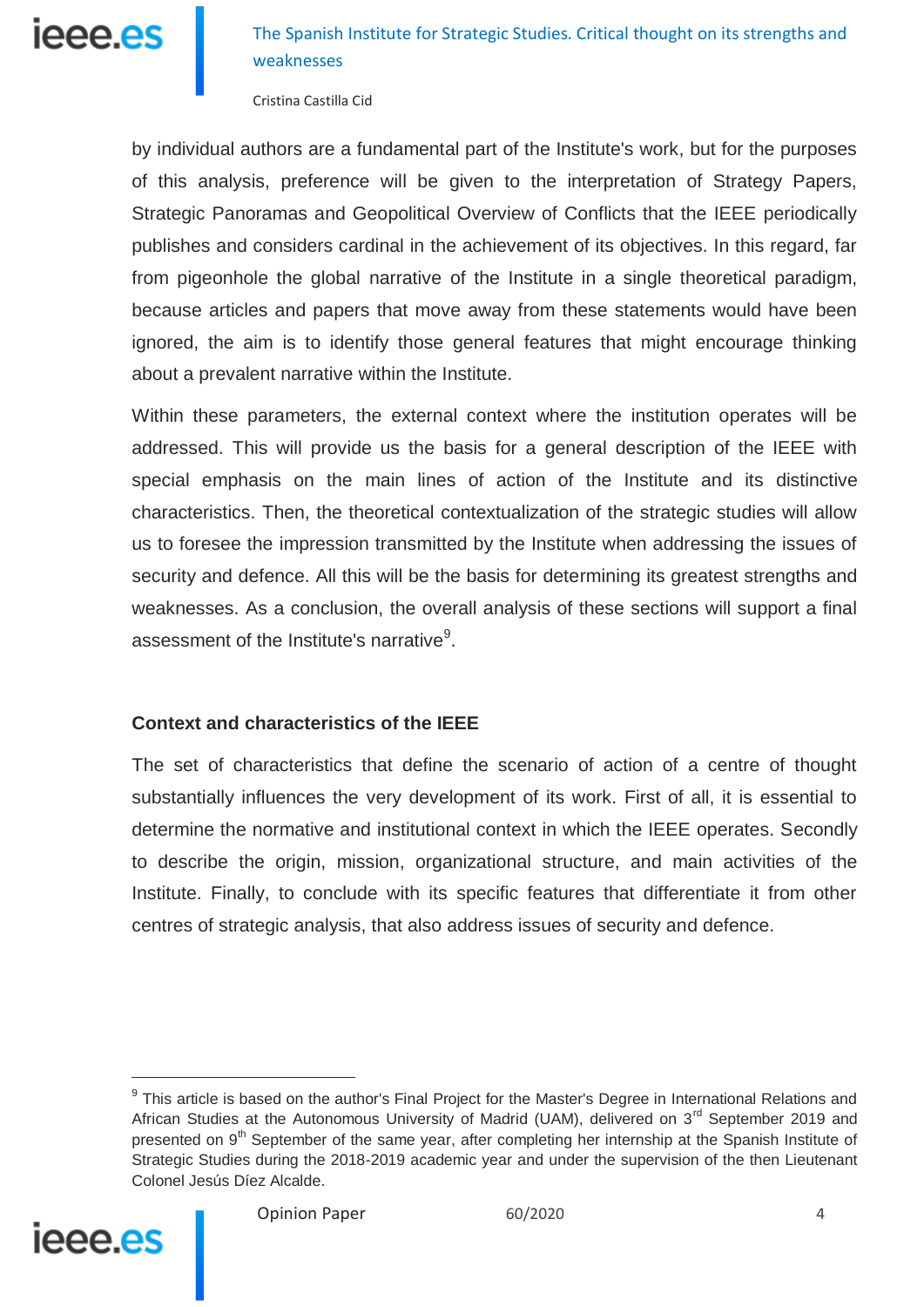by individual authors are a fundamental part of the Institute's work, but for the purposes of this analysis, preference will be given to the interpretation of Strategy Papers, Strategic Panoramas and Geopolitical Overview of Conflicts that the IEEE periodically publishes and considers cardinal in the achievement of its objectives. In this regard, far from pigeonhole the global narrative of the Institute in a single theoretical paradigm, because articles and papers that move away from these statements would have been ignored, the aim is to identify those general features that might encourage thinking about a prevalent narrative within the Institute.

Within these parameters, the external context where the institution operates will be addressed. This will provide us the basis for a general description of the IEEE with special emphasis on the main lines of action of the Institute and its distinctive characteristics. Then, the theoretical contextualization of the strategic studies will allow us to foresee the impression transmitted by the Institute when addressing the issues of security and defence. All this will be the basis for determining its greatest strengths and weaknesses. As a conclusion, the overall analysis of these sections will support a final assessment of the Institute's narrative[9].

## Context and characteristics of the IEEE

The set of characteristics that define the scenario of action of a centre of thought substantially influences the very development of its work. First of all, it is essential to determine the normative and institutional context in which the IEEE operates. Secondly to describe the origin, mission, organizational structure, and main activities of the Institute. Finally, to conclude with its specific features that differentiate it from other centres of strategic analysis, that also address issues of security and defence.

---

[9] This article is based on the author's Final Project for the Master's Degree in International Relations and African Studies at the Autonomous University of Madrid (UAM), delivered on 3rd September 2019 and presented on 9th September of the same year, after completing her internship at the Spanish Institute of Strategic Studies during the 2018-2019 academic year and under the supervision of the then Lieutenant Colonel Jesús Díez Alcalde.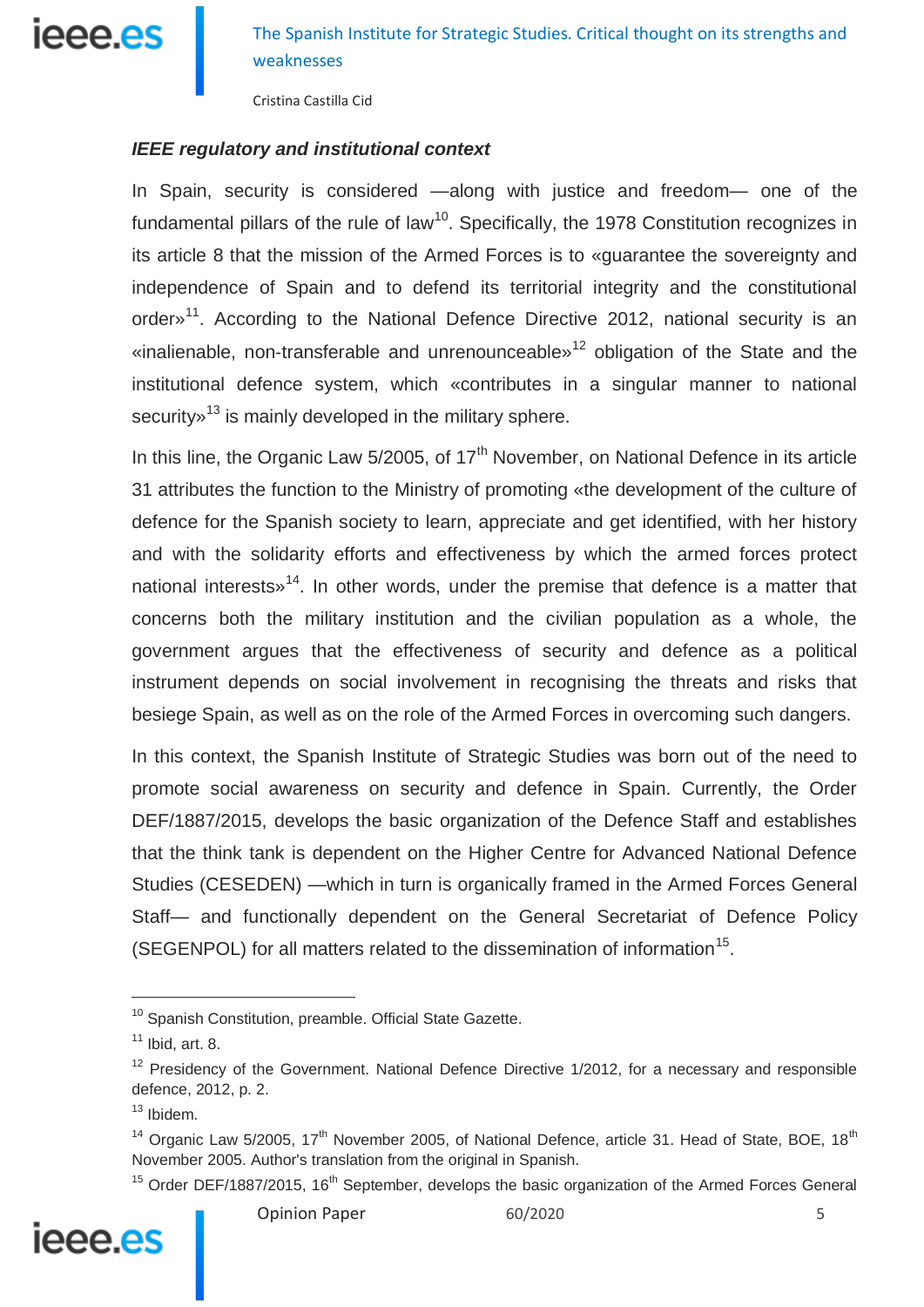### *IEEE regulatory and institutional context*

In Spain, security is considered —along with justice and freedom— one of the fundamental pillars of the rule of law[10]. Specifically, the 1978 Constitution recognizes in its article 8 that the mission of the Armed Forces is to «guarantee the sovereignty and independence of Spain and to defend its territorial integrity and the constitutional order»[11]. According to the National Defence Directive 2012, national security is an «inalienable, non-transferable and unrenounceable»[12] obligation of the State and the institutional defence system, which «contributes in a singular manner to national security»[13] is mainly developed in the military sphere.

In this line, the Organic Law 5/2005, of 17th November, on National Defence in its article 31 attributes the function to the Ministry of promoting «the development of the culture of defence for the Spanish society to learn, appreciate and get identified, with her history and with the solidarity efforts and effectiveness by which the armed forces protect national interests»[14]. In other words, under the premise that defence is a matter that concerns both the military institution and the civilian population as a whole, the government argues that the effectiveness of security and defence as a political instrument depends on social involvement in recognising the threats and risks that besiege Spain, as well as on the role of the Armed Forces in overcoming such dangers.

In this context, the Spanish Institute of Strategic Studies was born out of the need to promote social awareness on security and defence in Spain. Currently, the Order DEF/1887/2015, develops the basic organization of the Defence Staff and establishes that the think tank is dependent on the Higher Centre for Advanced National Defence Studies (CESEDEN) —which in turn is organically framed in the Armed Forces General Staff— and functionally dependent on the General Secretariat of Defence Policy (SEGENPOL) for all matters related to the dissemination of information[15].

---

[10] Spanish Constitution, preamble. Official State Gazette.

[11] Ibid, art. 8.

[12] Presidency of the Government. National Defence Directive 1/2012, for a necessary and responsible defence, 2012, p. 2.

[13] Ibidem.

[14] Organic Law 5/2005, 17th November 2005, of National Defence, article 31. Head of State, BOE, 18th November 2005. Author's translation from the original in Spanish.

[15] Order DEF/1887/2015, 16th September, develops the basic organization of the Armed Forces General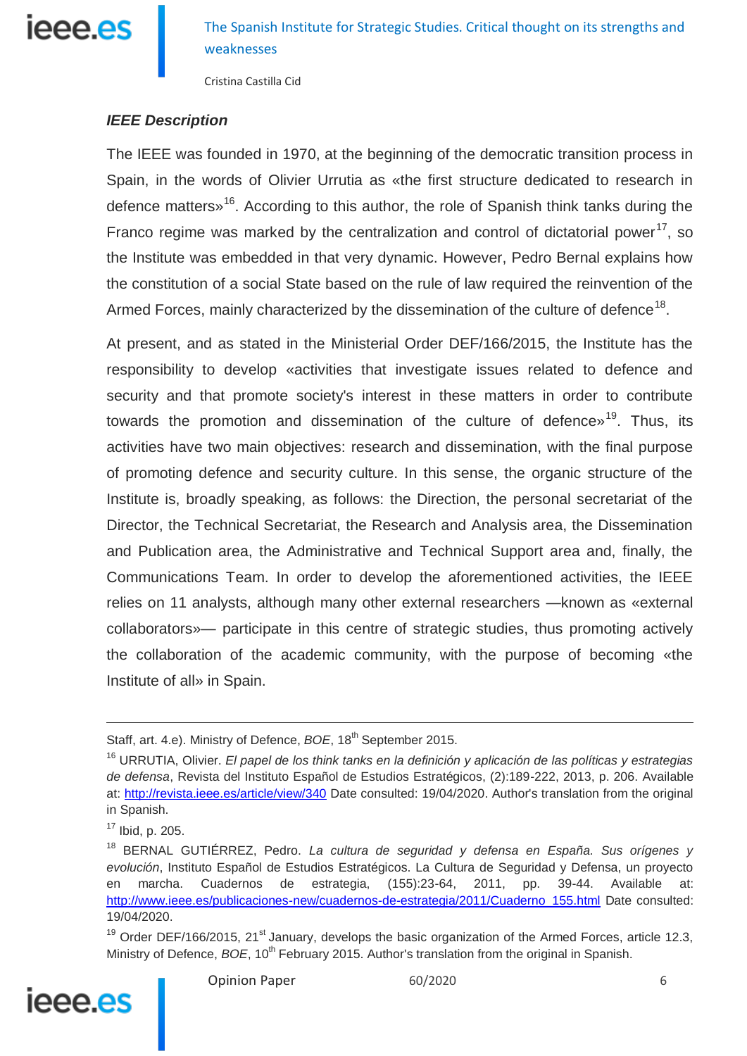### *IEEE Description*

The IEEE was founded in 1970, at the beginning of the democratic transition process in Spain, in the words of Olivier Urrutia as «the first structure dedicated to research in defence matters»[16]. According to this author, the role of Spanish think tanks during the Franco regime was marked by the centralization and control of dictatorial power[17], so the Institute was embedded in that very dynamic. However, Pedro Bernal explains how the constitution of a social State based on the rule of law required the reinvention of the Armed Forces, mainly characterized by the dissemination of the culture of defence[18].

At present, and as stated in the Ministerial Order DEF/166/2015, the Institute has the responsibility to develop «activities that investigate issues related to defence and security and that promote society's interest in these matters in order to contribute towards the promotion and dissemination of the culture of defence»[19]. Thus, its activities have two main objectives: research and dissemination, with the final purpose of promoting defence and security culture. In this sense, the organic structure of the Institute is, broadly speaking, as follows: the Direction, the personal secretariat of the Director, the Technical Secretariat, the Research and Analysis area, the Dissemination and Publication area, the Administrative and Technical Support area and, finally, the Communications Team. In order to develop the aforementioned activities, the IEEE relies on 11 analysts, although many other external researchers —known as «external collaborators»— participate in this centre of strategic studies, thus promoting actively the collaboration of the academic community, with the purpose of becoming «the Institute of all» in Spain.

---

Staff, art. 4.e). Ministry of Defence, *BOE*, 18th September 2015.

[16] URRUTIA, Olivier. *El papel de los think tanks en la definición y aplicación de las políticas y estrategias de defensa*, Revista del Instituto Español de Estudios Estratégicos, (2):189-222, 2013, p. 206. Available at: http://revista.ieee.es/article/view/340 Date consulted: 19/04/2020. Author's translation from the original in Spanish.

[17] Ibid, p. 205.

[18] BERNAL GUTIÉRREZ, Pedro. *La cultura de seguridad y defensa en España. Sus orígenes y evolución*, Instituto Español de Estudios Estratégicos. La Cultura de Seguridad y Defensa, un proyecto en marcha. Cuadernos de estrategia, (155):23-64, 2011, pp. 39-44. Available at: http://www.ieee.es/publicaciones-new/cuadernos-de-estrategia/2011/Cuaderno_155.html Date consulted: 19/04/2020.

[19] Order DEF/166/2015, 21st January, develops the basic organization of the Armed Forces, article 12.3, Ministry of Defence, *BOE*, 10th February 2015. Author's translation from the original in Spanish.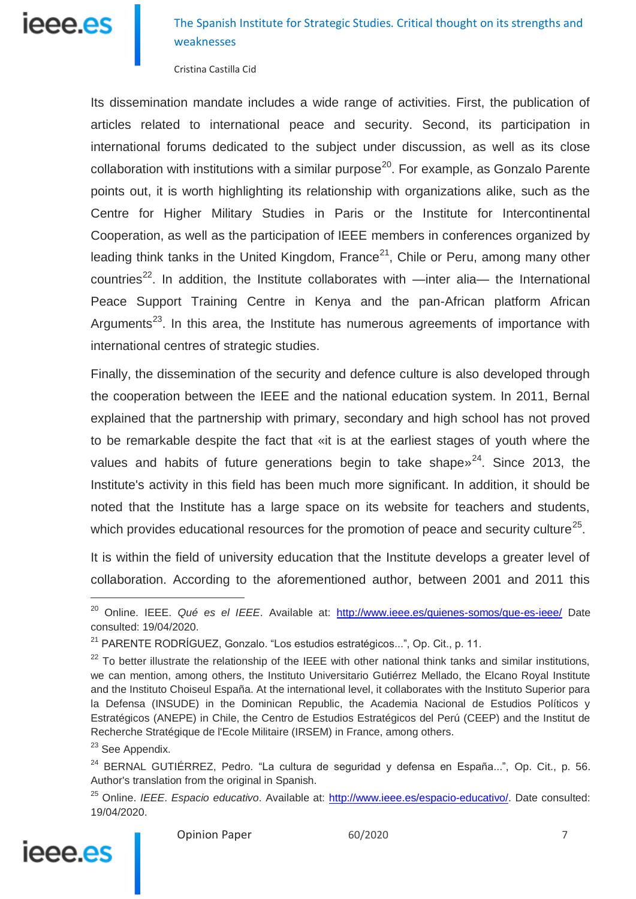Its dissemination mandate includes a wide range of activities. First, the publication of articles related to international peace and security. Second, its participation in international forums dedicated to the subject under discussion, as well as its close collaboration with institutions with a similar purpose[20]. For example, as Gonzalo Parente points out, it is worth highlighting its relationship with organizations alike, such as the Centre for Higher Military Studies in Paris or the Institute for Intercontinental Cooperation, as well as the participation of IEEE members in conferences organized by leading think tanks in the United Kingdom, France[21], Chile or Peru, among many other countries[22]. In addition, the Institute collaborates with —inter alia— the International Peace Support Training Centre in Kenya and the pan-African platform African Arguments[23]. In this area, the Institute has numerous agreements of importance with international centres of strategic studies.

Finally, the dissemination of the security and defence culture is also developed through the cooperation between the IEEE and the national education system. In 2011, Bernal explained that the partnership with primary, secondary and high school has not proved to be remarkable despite the fact that «it is at the earliest stages of youth where the values and habits of future generations begin to take shape»[24]. Since 2013, the Institute's activity in this field has been much more significant. In addition, it should be noted that the Institute has a large space on its website for teachers and students, which provides educational resources for the promotion of peace and security culture[25].

It is within the field of university education that the Institute develops a greater level of collaboration. According to the aforementioned author, between 2001 and 2011 this

---

[20] Online. IEEE. *Qué es el IEEE*. Available at: http://www.ieee.es/quienes-somos/que-es-ieee/ Date consulted: 19/04/2020.

[21] PARENTE RODRÍGUEZ, Gonzalo. "Los estudios estratégicos...", Op. Cit., p. 11.

[22] To better illustrate the relationship of the IEEE with other national think tanks and similar institutions, we can mention, among others, the Instituto Universitario Gutiérrez Mellado, the Elcano Royal Institute and the Instituto Choiseul España. At the international level, it collaborates with the Instituto Superior para la Defensa (INSUDE) in the Dominican Republic, the Academia Nacional de Estudios Políticos y Estratégicos (ANEPE) in Chile, the Centro de Estudios Estratégicos del Perú (CEEP) and the Institut de Recherche Stratégique de l'Ecole Militaire (IRSEM) in France, among others.

[23] See Appendix.

[24] BERNAL GUTIÉRREZ, Pedro. "La cultura de seguridad y defensa en España...", Op. Cit., p. 56. Author's translation from the original in Spanish.

[25] Online. *IEEE*. *Espacio educativo*. Available at: http://www.ieee.es/espacio-educativo/. Date consulted: 19/04/2020.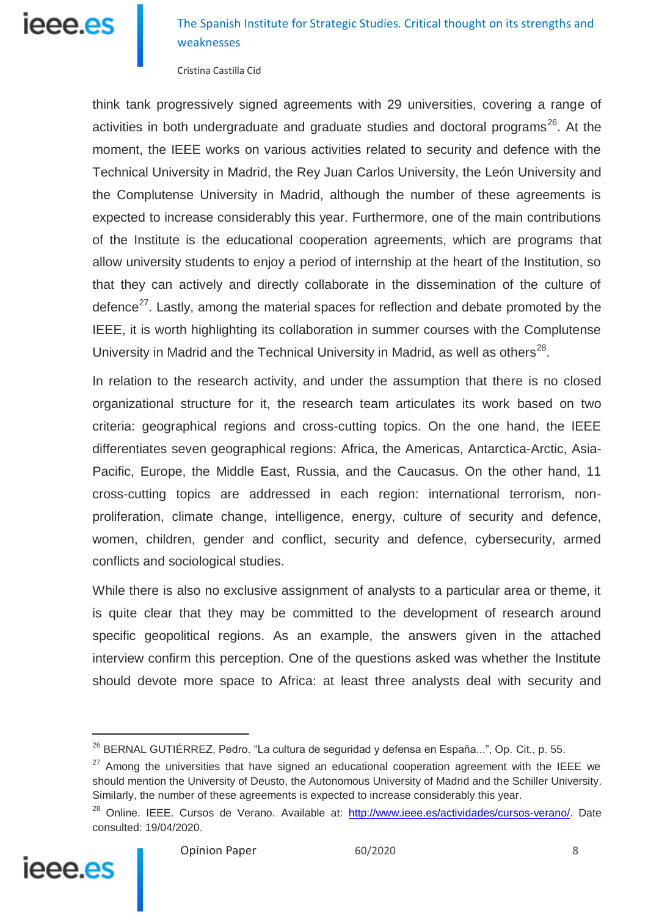think tank progressively signed agreements with 29 universities, covering a range of activities in both undergraduate and graduate studies and doctoral programs[26]. At the moment, the IEEE works on various activities related to security and defence with the Technical University in Madrid, the Rey Juan Carlos University, the León University and the Complutense University in Madrid, although the number of these agreements is expected to increase considerably this year. Furthermore, one of the main contributions of the Institute is the educational cooperation agreements, which are programs that allow university students to enjoy a period of internship at the heart of the Institution, so that they can actively and directly collaborate in the dissemination of the culture of defence[27]. Lastly, among the material spaces for reflection and debate promoted by the IEEE, it is worth highlighting its collaboration in summer courses with the Complutense University in Madrid and the Technical University in Madrid, as well as others[28].

In relation to the research activity, and under the assumption that there is no closed organizational structure for it, the research team articulates its work based on two criteria: geographical regions and cross-cutting topics. On the one hand, the IEEE differentiates seven geographical regions: Africa, the Americas, Antarctica-Arctic, Asia-Pacific, Europe, the Middle East, Russia, and the Caucasus. On the other hand, 11 cross-cutting topics are addressed in each region: international terrorism, non-proliferation, climate change, intelligence, energy, culture of security and defence, women, children, gender and conflict, security and defence, cybersecurity, armed conflicts and sociological studies.

While there is also no exclusive assignment of analysts to a particular area or theme, it is quite clear that they may be committed to the development of research around specific geopolitical regions. As an example, the answers given in the attached interview confirm this perception. One of the questions asked was whether the Institute should devote more space to Africa: at least three analysts deal with security and

---

[26] BERNAL GUTIÉRREZ, Pedro. "La cultura de seguridad y defensa en España...", Op. Cit., p. 55.

[27] Among the universities that have signed an educational cooperation agreement with the IEEE we should mention the University of Deusto, the Autonomous University of Madrid and the Schiller University. Similarly, the number of these agreements is expected to increase considerably this year.

[28] Online. IEEE. Cursos de Verano. Available at: http://www.ieee.es/actividades/cursos-verano/. Date consulted: 19/04/2020.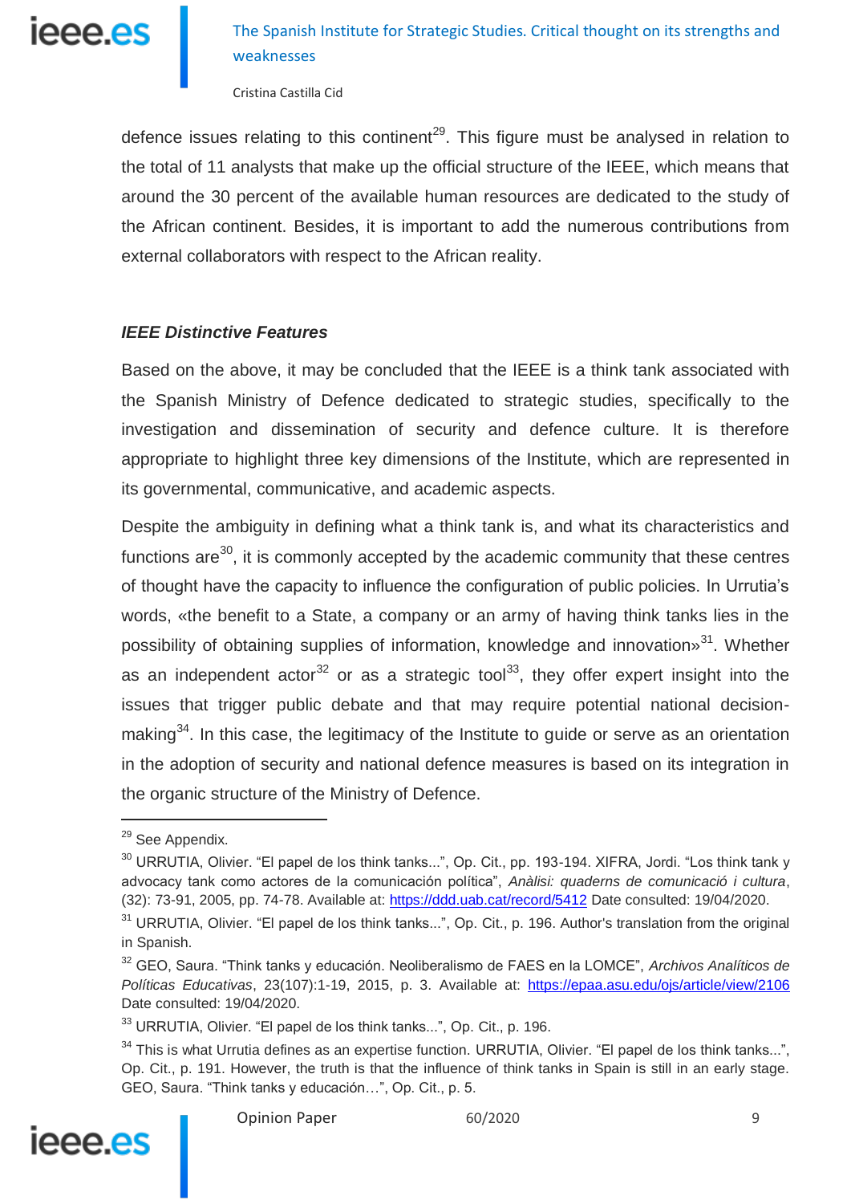defence issues relating to this continent[29]. This figure must be analysed in relation to the total of 11 analysts that make up the official structure of the IEEE, which means that around the 30 percent of the available human resources are dedicated to the study of the African continent. Besides, it is important to add the numerous contributions from external collaborators with respect to the African reality.

### *IEEE Distinctive Features*

Based on the above, it may be concluded that the IEEE is a think tank associated with the Spanish Ministry of Defence dedicated to strategic studies, specifically to the investigation and dissemination of security and defence culture. It is therefore appropriate to highlight three key dimensions of the Institute, which are represented in its governmental, communicative, and academic aspects.

Despite the ambiguity in defining what a think tank is, and what its characteristics and functions are[30], it is commonly accepted by the academic community that these centres of thought have the capacity to influence the configuration of public policies. In Urrutia's words, «the benefit to a State, a company or an army of having think tanks lies in the possibility of obtaining supplies of information, knowledge and innovation»[31]. Whether as an independent actor[32] or as a strategic tool[33], they offer expert insight into the issues that trigger public debate and that may require potential national decision-making[34]. In this case, the legitimacy of the Institute to guide or serve as an orientation in the adoption of security and national defence measures is based on its integration in the organic structure of the Ministry of Defence.

---

[29] See Appendix.

[30] URRUTIA, Olivier. "El papel de los think tanks...", Op. Cit., pp. 193-194. XIFRA, Jordi. "Los think tank y advocacy tank como actores de la comunicación política", *Anàlisi: quaderns de comunicació i cultura*, (32): 73-91, 2005, pp. 74-78. Available at: https://ddd.uab.cat/record/5412 Date consulted: 19/04/2020.

[31] URRUTIA, Olivier. "El papel de los think tanks...", Op. Cit., p. 196. Author's translation from the original in Spanish.

[32] GEO, Saura. "Think tanks y educación. Neoliberalismo de FAES en la LOMCE", *Archivos Analíticos de Políticas Educativas*, 23(107):1-19, 2015, p. 3. Available at: https://epaa.asu.edu/ojs/article/view/2106 Date consulted: 19/04/2020.

[33] URRUTIA, Olivier. "El papel de los think tanks...", Op. Cit., p. 196.

[34] This is what Urrutia defines as an expertise function. URRUTIA, Olivier. "El papel de los think tanks...", Op. Cit., p. 191. However, the truth is that the influence of think tanks in Spain is still in an early stage. GEO, Saura. "Think tanks y educación…", Op. Cit., p. 5.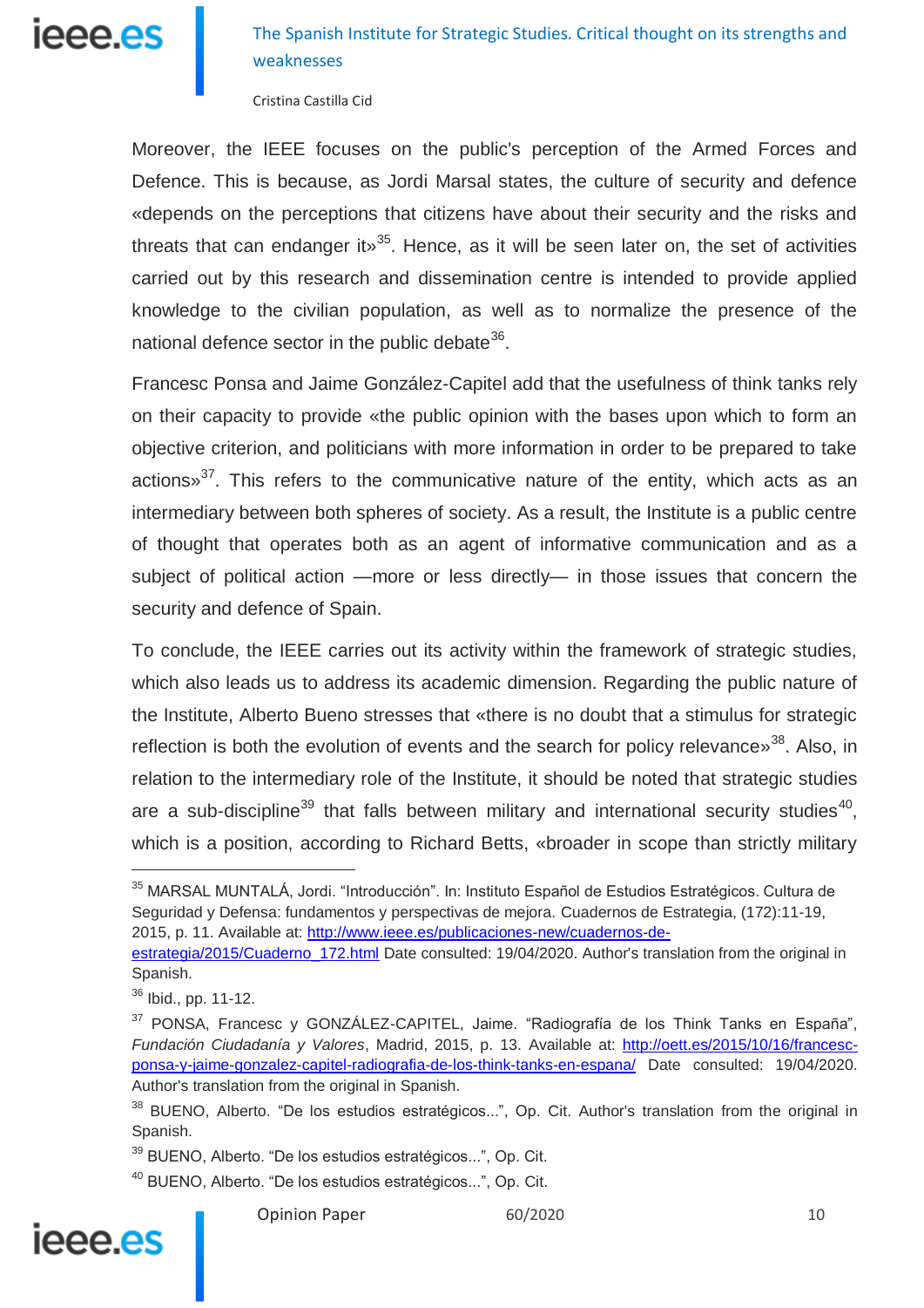Moreover, the IEEE focuses on the public's perception of the Armed Forces and Defence. This is because, as Jordi Marsal states, the culture of security and defence «depends on the perceptions that citizens have about their security and the risks and threats that can endanger it»[35]. Hence, as it will be seen later on, the set of activities carried out by this research and dissemination centre is intended to provide applied knowledge to the civilian population, as well as to normalize the presence of the national defence sector in the public debate[36].

Francesc Ponsa and Jaime González-Capitel add that the usefulness of think tanks rely on their capacity to provide «the public opinion with the bases upon which to form an objective criterion, and politicians with more information in order to be prepared to take actions»[37]. This refers to the communicative nature of the entity, which acts as an intermediary between both spheres of society. As a result, the Institute is a public centre of thought that operates both as an agent of informative communication and as a subject of political action —more or less directly— in those issues that concern the security and defence of Spain.

To conclude, the IEEE carries out its activity within the framework of strategic studies, which also leads us to address its academic dimension. Regarding the public nature of the Institute, Alberto Bueno stresses that «there is no doubt that a stimulus for strategic reflection is both the evolution of events and the search for policy relevance»[38]. Also, in relation to the intermediary role of the Institute, it should be noted that strategic studies are a sub-discipline[39] that falls between military and international security studies[40], which is a position, according to Richard Betts, «broader in scope than strictly military

---

[35] MARSAL MUNTALÁ, Jordi. "Introducción". In: Instituto Español de Estudios Estratégicos. Cultura de Seguridad y Defensa: fundamentos y perspectivas de mejora. Cuadernos de Estrategia, (172):11-19, 2015, p. 11. Available at: http://www.ieee.es/publicaciones-new/cuadernos-de-estrategia/2015/Cuaderno_172.html Date consulted: 19/04/2020. Author's translation from the original in Spanish.

[36] Ibid., pp. 11-12.

[37] PONSA, Francesc y GONZÁLEZ-CAPITEL, Jaime. "Radiografía de los Think Tanks en España", *Fundación Ciudadanía y Valores*, Madrid, 2015, p. 13. Available at: http://oett.es/2015/10/16/francesc-ponsa-y-jaime-gonzalez-capitel-radiografia-de-los-think-tanks-en-espana/ Date consulted: 19/04/2020. Author's translation from the original in Spanish.

[38] BUENO, Alberto. "De los estudios estratégicos...", Op. Cit. Author's translation from the original in Spanish.

[39] BUENO, Alberto. "De los estudios estratégicos...", Op. Cit.

[40] BUENO, Alberto. "De los estudios estratégicos...", Op. Cit.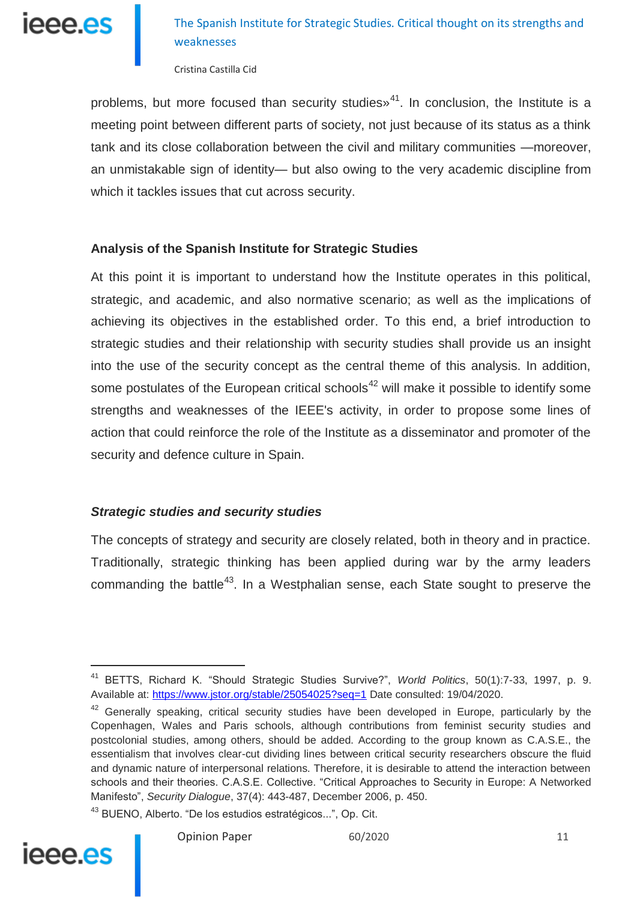problems, but more focused than security studies»[41]. In conclusion, the Institute is a meeting point between different parts of society, not just because of its status as a think tank and its close collaboration between the civil and military communities —moreover, an unmistakable sign of identity— but also owing to the very academic discipline from which it tackles issues that cut across security.

## Analysis of the Spanish Institute for Strategic Studies

At this point it is important to understand how the Institute operates in this political, strategic, and academic, and also normative scenario; as well as the implications of achieving its objectives in the established order. To this end, a brief introduction to strategic studies and their relationship with security studies shall provide us an insight into the use of the security concept as the central theme of this analysis. In addition, some postulates of the European critical schools[42] will make it possible to identify some strengths and weaknesses of the IEEE's activity, in order to propose some lines of action that could reinforce the role of the Institute as a disseminator and promoter of the security and defence culture in Spain.

### *Strategic studies and security studies*

The concepts of strategy and security are closely related, both in theory and in practice. Traditionally, strategic thinking has been applied during war by the army leaders commanding the battle[43]. In a Westphalian sense, each State sought to preserve the

---

[41] BETTS, Richard K. "Should Strategic Studies Survive?", *World Politics*, 50(1):7-33, 1997, p. 9. Available at: https://www.jstor.org/stable/25054025?seq=1 Date consulted: 19/04/2020.

[42] Generally speaking, critical security studies have been developed in Europe, particularly by the Copenhagen, Wales and Paris schools, although contributions from feminist security studies and postcolonial studies, among others, should be added. According to the group known as C.A.S.E., the essentialism that involves clear-cut dividing lines between critical security researchers obscure the fluid and dynamic nature of interpersonal relations. Therefore, it is desirable to attend the interaction between schools and their theories. C.A.S.E. Collective. "Critical Approaches to Security in Europe: A Networked Manifesto", *Security Dialogue*, 37(4): 443-487, December 2006, p. 450.

[43] BUENO, Alberto. "De los estudios estratégicos...", Op. Cit.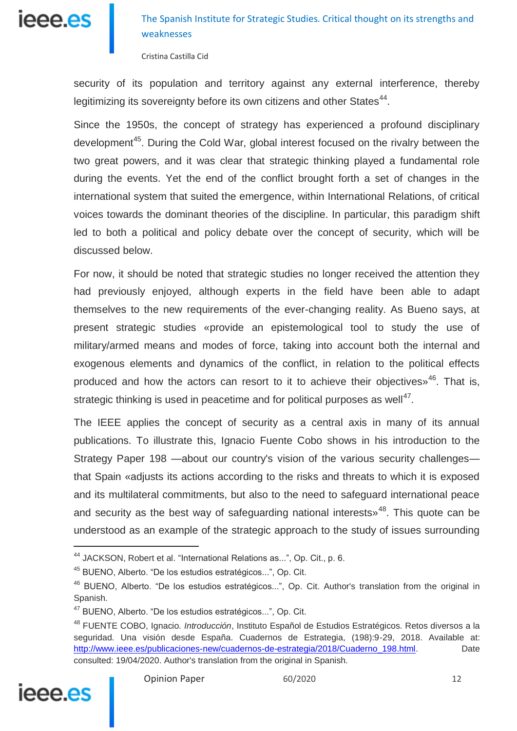security of its population and territory against any external interference, thereby legitimizing its sovereignty before its own citizens and other States[44].

Since the 1950s, the concept of strategy has experienced a profound disciplinary development[45]. During the Cold War, global interest focused on the rivalry between the two great powers, and it was clear that strategic thinking played a fundamental role during the events. Yet the end of the conflict brought forth a set of changes in the international system that suited the emergence, within International Relations, of critical voices towards the dominant theories of the discipline. In particular, this paradigm shift led to both a political and policy debate over the concept of security, which will be discussed below.

For now, it should be noted that strategic studies no longer received the attention they had previously enjoyed, although experts in the field have been able to adapt themselves to the new requirements of the ever-changing reality. As Bueno says, at present strategic studies «provide an epistemological tool to study the use of military/armed means and modes of force, taking into account both the internal and exogenous elements and dynamics of the conflict, in relation to the political effects produced and how the actors can resort to it to achieve their objectives»[46]. That is, strategic thinking is used in peacetime and for political purposes as well[47].

The IEEE applies the concept of security as a central axis in many of its annual publications. To illustrate this, Ignacio Fuente Cobo shows in his introduction to the Strategy Paper 198 —about our country's vision of the various security challenges— that Spain «adjusts its actions according to the risks and threats to which it is exposed and its multilateral commitments, but also to the need to safeguard international peace and security as the best way of safeguarding national interests»[48]. This quote can be understood as an example of the strategic approach to the study of issues surrounding

---

[44] JACKSON, Robert et al. "International Relations as...", Op. Cit., p. 6.

[45] BUENO, Alberto. "De los estudios estratégicos...", Op. Cit.

[46] BUENO, Alberto. "De los estudios estratégicos...", Op. Cit. Author's translation from the original in Spanish.

[47] BUENO, Alberto. "De los estudios estratégicos...", Op. Cit.

[48] FUENTE COBO, Ignacio. *Introducción*, Instituto Español de Estudios Estratégicos. Retos diversos a la seguridad. Una visión desde España. Cuadernos de Estrategia, (198):9-29, 2018. Available at: http://www.ieee.es/publicaciones-new/cuadernos-de-estrategia/2018/Cuaderno_198.html. Date consulted: 19/04/2020. Author's translation from the original in Spanish.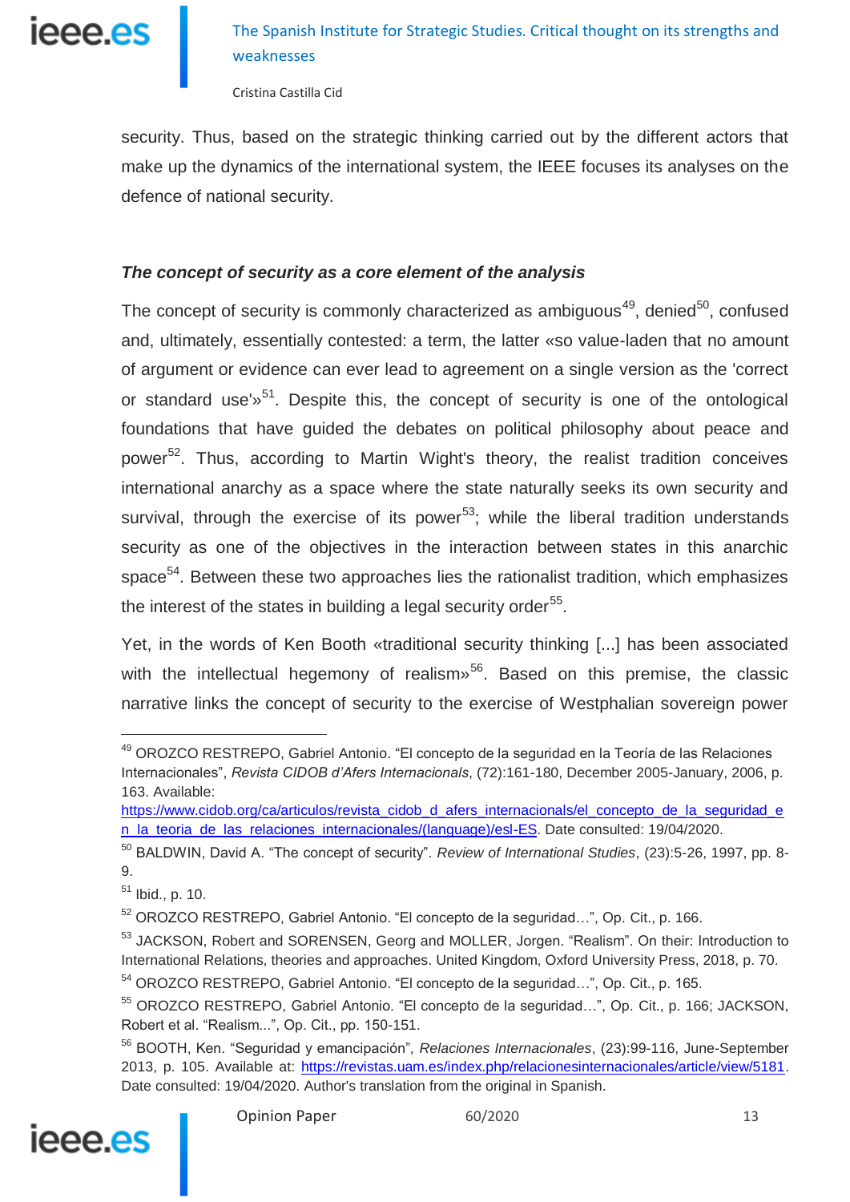security. Thus, based on the strategic thinking carried out by the different actors that make up the dynamics of the international system, the IEEE focuses its analyses on the defence of national security.

### *The concept of security as a core element of the analysis*

The concept of security is commonly characterized as ambiguous[49], denied[50], confused and, ultimately, essentially contested: a term, the latter «so value-laden that no amount of argument or evidence can ever lead to agreement on a single version as the 'correct or standard use'»[51]. Despite this, the concept of security is one of the ontological foundations that have guided the debates on political philosophy about peace and power[52]. Thus, according to Martin Wight's theory, the realist tradition conceives international anarchy as a space where the state naturally seeks its own security and survival, through the exercise of its power[53]; while the liberal tradition understands security as one of the objectives in the interaction between states in this anarchic space[54]. Between these two approaches lies the rationalist tradition, which emphasizes the interest of the states in building a legal security order[55].

Yet, in the words of Ken Booth «traditional security thinking [...] has been associated with the intellectual hegemony of realism»[56]. Based on this premise, the classic narrative links the concept of security to the exercise of Westphalian sovereign power

---

[49] OROZCO RESTREPO, Gabriel Antonio. "El concepto de la seguridad en la Teoría de las Relaciones Internacionales", *Revista CIDOB d'Afers Internacionals*, (72):161-180, December 2005-January, 2006, p. 163. Available: https://www.cidob.org/ca/articulos/revista_cidob_d_afers_internacionals/el_concepto_de_la_seguridad_en_la_teoria_de_las_relaciones_internacionales/(language)/esl-ES. Date consulted: 19/04/2020.

[50] BALDWIN, David A. "The concept of security". *Review of International Studies*, (23):5-26, 1997, pp. 8-9.

[51] Ibid., p. 10.

[52] OROZCO RESTREPO, Gabriel Antonio. "El concepto de la seguridad…", Op. Cit., p. 166.

[53] JACKSON, Robert and SORENSEN, Georg and MOLLER, Jorgen. "Realism". On their: Introduction to International Relations, theories and approaches. United Kingdom, Oxford University Press, 2018, p. 70.

[54] OROZCO RESTREPO, Gabriel Antonio. "El concepto de la seguridad…", Op. Cit., p. 165.

[55] OROZCO RESTREPO, Gabriel Antonio. "El concepto de la seguridad…", Op. Cit., p. 166; JACKSON, Robert et al. "Realism...", Op. Cit., pp. 150-151.

[56] BOOTH, Ken. "Seguridad y emancipación", *Relaciones Internacionales*, (23):99-116, June-September 2013, p. 105. Available at: https://revistas.uam.es/index.php/relacionesinternacionales/article/view/5181. Date consulted: 19/04/2020. Author's translation from the original in Spanish.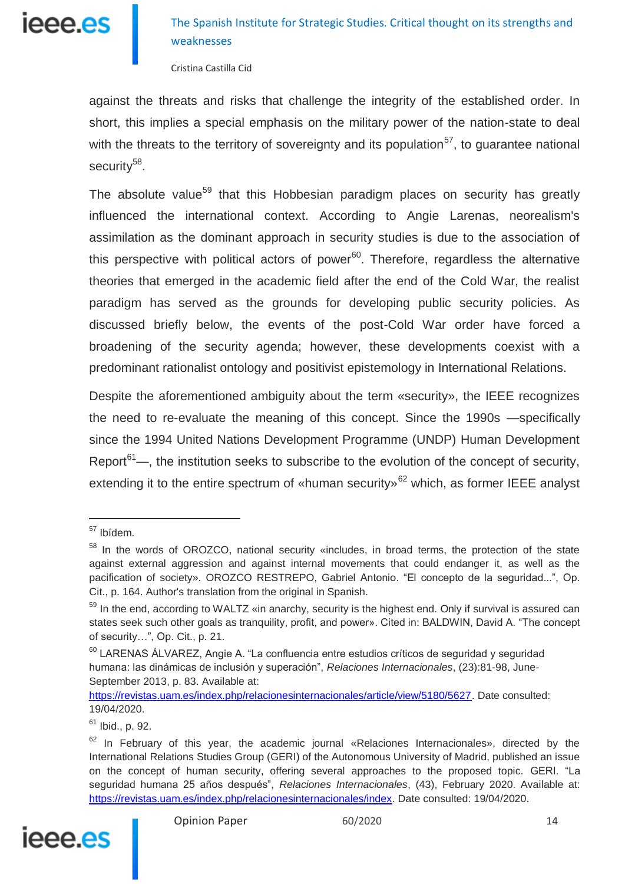against the threats and risks that challenge the integrity of the established order. In short, this implies a special emphasis on the military power of the nation-state to deal with the threats to the territory of sovereignty and its population[57], to guarantee national security[58].

The absolute value[59] that this Hobbesian paradigm places on security has greatly influenced the international context. According to Angie Larenas, neorealism's assimilation as the dominant approach in security studies is due to the association of this perspective with political actors of power[60]. Therefore, regardless the alternative theories that emerged in the academic field after the end of the Cold War, the realist paradigm has served as the grounds for developing public security policies. As discussed briefly below, the events of the post-Cold War order have forced a broadening of the security agenda; however, these developments coexist with a predominant rationalist ontology and positivist epistemology in International Relations.

Despite the aforementioned ambiguity about the term «security», the IEEE recognizes the need to re-evaluate the meaning of this concept. Since the 1990s —specifically since the 1994 United Nations Development Programme (UNDP) Human Development Report[61]—, the institution seeks to subscribe to the evolution of the concept of security, extending it to the entire spectrum of «human security»[62] which, as former IEEE analyst

---

[57] Ibídem.

[58] In the words of OROZCO, national security «includes, in broad terms, the protection of the state against external aggression and against internal movements that could endanger it, as well as the pacification of society». OROZCO RESTREPO, Gabriel Antonio. "El concepto de la seguridad...", Op. Cit., p. 164. Author's translation from the original in Spanish.

[59] In the end, according to WALTZ «in anarchy, security is the highest end. Only if survival is assured can states seek such other goals as tranquility, profit, and power». Cited in: BALDWIN, David A. "The concept of security…", Op. Cit., p. 21.

[60] LARENAS ÁLVAREZ, Angie A. "La confluencia entre estudios críticos de seguridad y seguridad humana: las dinámicas de inclusión y superación", *Relaciones Internacionales*, (23):81-98, June-September 2013, p. 83. Available at: https://revistas.uam.es/index.php/relacionesinternacionales/article/view/5180/5627. Date consulted: 19/04/2020.

[61] Ibid., p. 92.

[62] In February of this year, the academic journal «Relaciones Internacionales», directed by the International Relations Studies Group (GERI) of the Autonomous University of Madrid, published an issue on the concept of human security, offering several approaches to the proposed topic. GERI. "La seguridad humana 25 años después", *Relaciones Internacionales*, (43), February 2020. Available at: https://revistas.uam.es/index.php/relacionesinternacionales/index. Date consulted: 19/04/2020.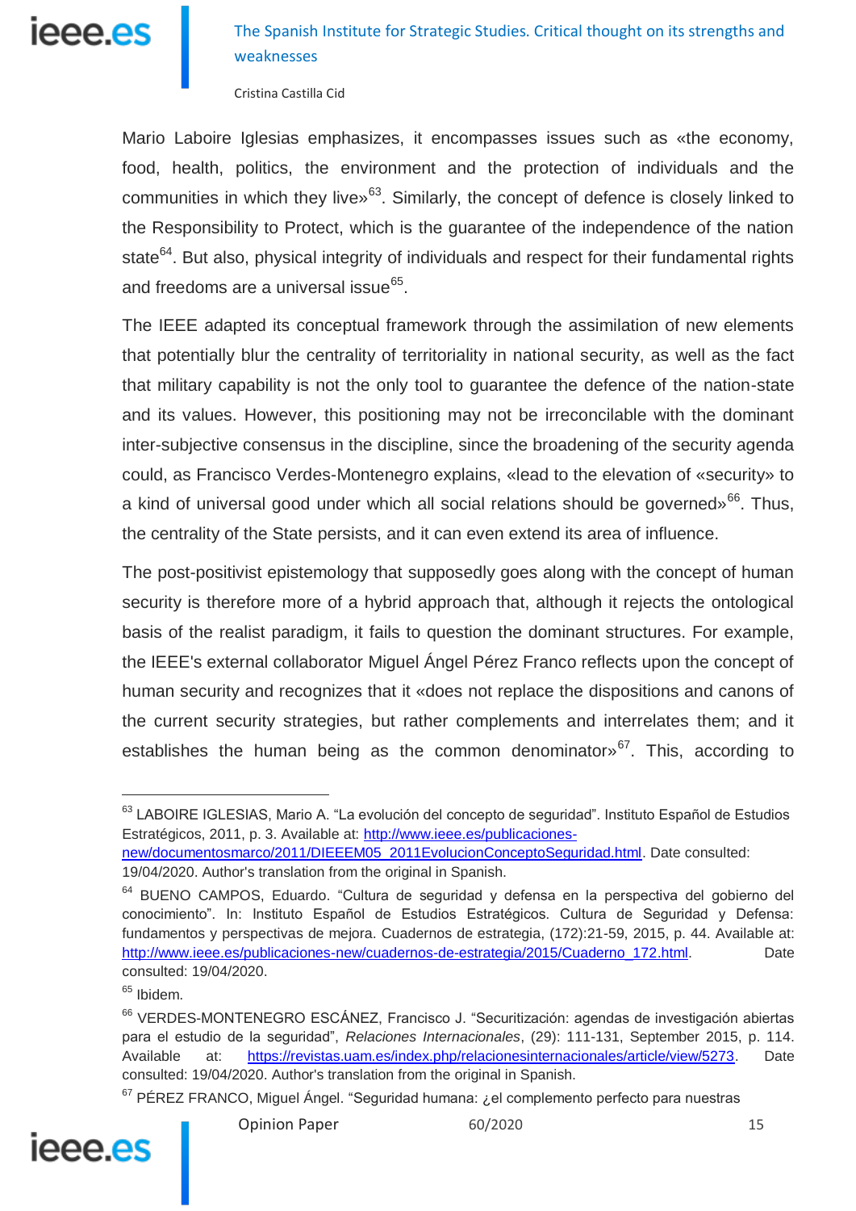Mario Laboire Iglesias emphasizes, it encompasses issues such as «the economy, food, health, politics, the environment and the protection of individuals and the communities in which they live»[63]. Similarly, the concept of defence is closely linked to the Responsibility to Protect, which is the guarantee of the independence of the nation state[64]. But also, physical integrity of individuals and respect for their fundamental rights and freedoms are a universal issue[65].

The IEEE adapted its conceptual framework through the assimilation of new elements that potentially blur the centrality of territoriality in national security, as well as the fact that military capability is not the only tool to guarantee the defence of the nation-state and its values. However, this positioning may not be irreconcilable with the dominant inter-subjective consensus in the discipline, since the broadening of the security agenda could, as Francisco Verdes-Montenegro explains, «lead to the elevation of «security» to a kind of universal good under which all social relations should be governed»[66]. Thus, the centrality of the State persists, and it can even extend its area of influence.

The post-positivist epistemology that supposedly goes along with the concept of human security is therefore more of a hybrid approach that, although it rejects the ontological basis of the realist paradigm, it fails to question the dominant structures. For example, the IEEE's external collaborator Miguel Ángel Pérez Franco reflects upon the concept of human security and recognizes that it «does not replace the dispositions and canons of the current security strategies, but rather complements and interrelates them; and it establishes the human being as the common denominator»[67]. This, according to

---

[63] LABOIRE IGLESIAS, Mario A. "La evolución del concepto de seguridad". Instituto Español de Estudios Estratégicos, 2011, p. 3. Available at: http://www.ieee.es/publicaciones-new/documentosmarco/2011/DIEEEM05_2011EvolucionConceptoSeguridad.html. Date consulted: 19/04/2020. Author's translation from the original in Spanish.

[64] BUENO CAMPOS, Eduardo. "Cultura de seguridad y defensa en la perspectiva del gobierno del conocimiento". In: Instituto Español de Estudios Estratégicos. Cultura de Seguridad y Defensa: fundamentos y perspectivas de mejora. Cuadernos de estrategia, (172):21-59, 2015, p. 44. Available at: http://www.ieee.es/publicaciones-new/cuadernos-de-estrategia/2015/Cuaderno_172.html. Date consulted: 19/04/2020.

[65] Ibidem.

[66] VERDES-MONTENEGRO ESCÁNEZ, Francisco J. "Securitización: agendas de investigación abiertas para el estudio de la seguridad", *Relaciones Internacionales*, (29): 111-131, September 2015, p. 114. Available at: https://revistas.uam.es/index.php/relacionesinternacionales/article/view/5273. Date consulted: 19/04/2020. Author's translation from the original in Spanish.

[67] PÉREZ FRANCO, Miguel Ángel. "Seguridad humana: ¿el complemento perfecto para nuestras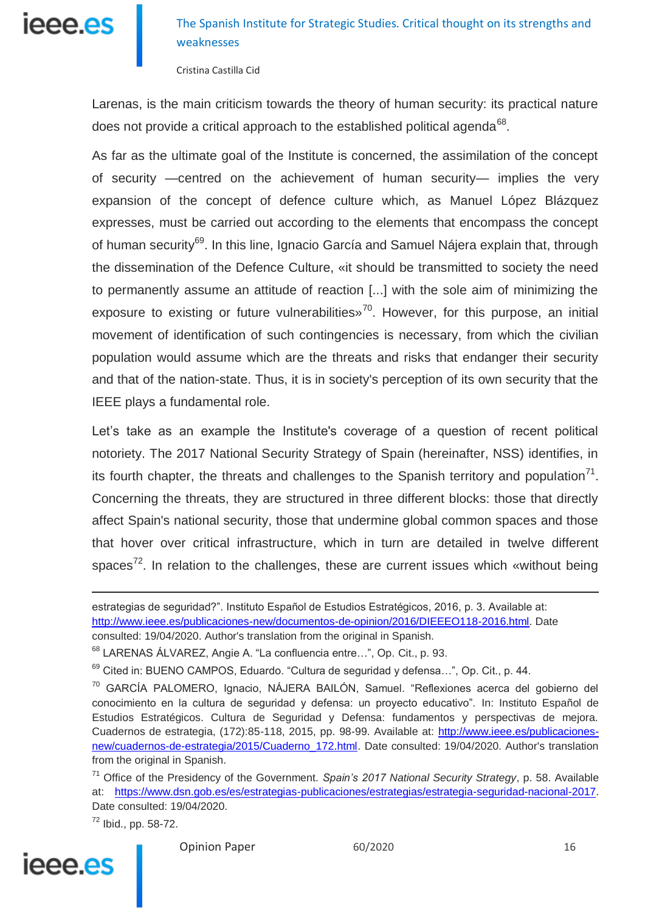Larenas, is the main criticism towards the theory of human security: its practical nature does not provide a critical approach to the established political agenda[68].

As far as the ultimate goal of the Institute is concerned, the assimilation of the concept of security —centred on the achievement of human security— implies the very expansion of the concept of defence culture which, as Manuel López Blázquez expresses, must be carried out according to the elements that encompass the concept of human security[69]. In this line, Ignacio García and Samuel Nájera explain that, through the dissemination of the Defence Culture, «it should be transmitted to society the need to permanently assume an attitude of reaction [...] with the sole aim of minimizing the exposure to existing or future vulnerabilities»[70]. However, for this purpose, an initial movement of identification of such contingencies is necessary, from which the civilian population would assume which are the threats and risks that endanger their security and that of the nation-state. Thus, it is in society's perception of its own security that the IEEE plays a fundamental role.

Let's take as an example the Institute's coverage of a question of recent political notoriety. The 2017 National Security Strategy of Spain (hereinafter, NSS) identifies, in its fourth chapter, the threats and challenges to the Spanish territory and population[71]. Concerning the threats, they are structured in three different blocks: those that directly affect Spain's national security, those that undermine global common spaces and those that hover over critical infrastructure, which in turn are detailed in twelve different spaces[72]. In relation to the challenges, these are current issues which «without being

---

estrategias de seguridad?". Instituto Español de Estudios Estratégicos, 2016, p. 3. Available at: http://www.ieee.es/publicaciones-new/documentos-de-opinion/2016/DIEEEO118-2016.html. Date consulted: 19/04/2020. Author's translation from the original in Spanish.

[68] LARENAS ÁLVAREZ, Angie A. "La confluencia entre…", Op. Cit., p. 93.

[69] Cited in: BUENO CAMPOS, Eduardo. "Cultura de seguridad y defensa…", Op. Cit., p. 44.

[70] GARCÍA PALOMERO, Ignacio, NÁJERA BAILÓN, Samuel. "Reflexiones acerca del gobierno del conocimiento en la cultura de seguridad y defensa: un proyecto educativo". In: Instituto Español de Estudios Estratégicos. Cultura de Seguridad y Defensa: fundamentos y perspectivas de mejora. Cuadernos de estrategia, (172):85-118, 2015, pp. 98-99. Available at: http://www.ieee.es/publicaciones-new/cuadernos-de-estrategia/2015/Cuaderno_172.html. Date consulted: 19/04/2020. Author's translation from the original in Spanish.

[71] Office of the Presidency of the Government. *Spain's 2017 National Security Strategy*, p. 58. Available at: https://www.dsn.gob.es/es/estrategias-publicaciones/estrategias/estrategia-seguridad-nacional-2017. Date consulted: 19/04/2020.

[72] Ibid., pp. 58-72.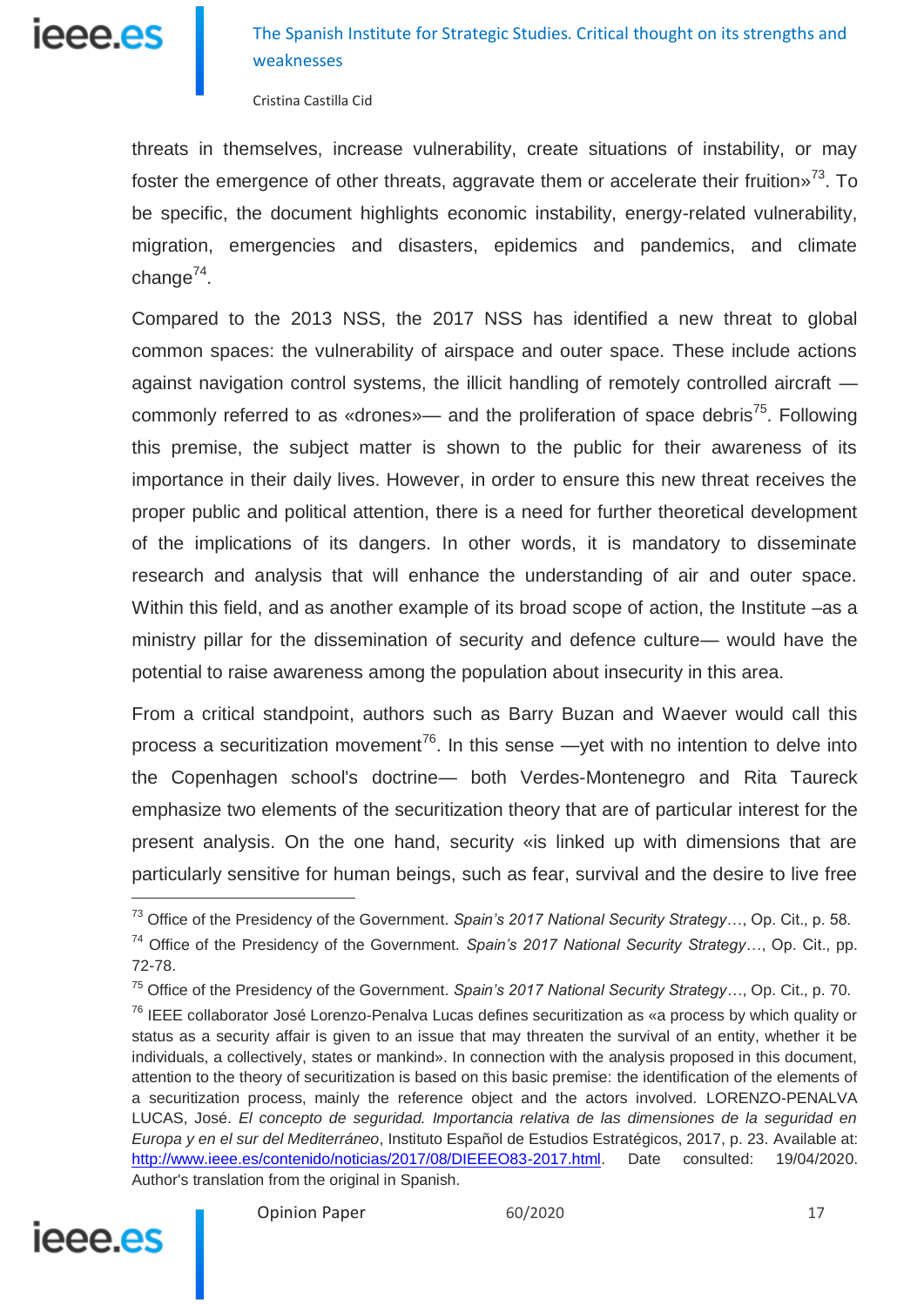threats in themselves, increase vulnerability, create situations of instability, or may foster the emergence of other threats, aggravate them or accelerate their fruition»[73]. To be specific, the document highlights economic instability, energy-related vulnerability, migration, emergencies and disasters, epidemics and pandemics, and climate change[74].

Compared to the 2013 NSS, the 2017 NSS has identified a new threat to global common spaces: the vulnerability of airspace and outer space. These include actions against navigation control systems, the illicit handling of remotely controlled aircraft —commonly referred to as «drones»— and the proliferation of space debris[75]. Following this premise, the subject matter is shown to the public for their awareness of its importance in their daily lives. However, in order to ensure this new threat receives the proper public and political attention, there is a need for further theoretical development of the implications of its dangers. In other words, it is mandatory to disseminate research and analysis that will enhance the understanding of air and outer space. Within this field, and as another example of its broad scope of action, the Institute –as a ministry pillar for the dissemination of security and defence culture— would have the potential to raise awareness among the population about insecurity in this area.

From a critical standpoint, authors such as Barry Buzan and Waever would call this process a securitization movement[76]. In this sense —yet with no intention to delve into the Copenhagen school's doctrine— both Verdes-Montenegro and Rita Taureck emphasize two elements of the securitization theory that are of particular interest for the present analysis. On the one hand, security «is linked up with dimensions that are particularly sensitive for human beings, such as fear, survival and the desire to live free

---

[73] Office of the Presidency of the Government. *Spain's 2017 National Security Strategy*…, Op. Cit., p. 58.

[74] Office of the Presidency of the Government. *Spain's 2017 National Security Strategy*…, Op. Cit., pp. 72-78.

[75] Office of the Presidency of the Government. *Spain's 2017 National Security Strategy*…, Op. Cit., p. 70.

[76] IEEE collaborator José Lorenzo-Penalva Lucas defines securitization as «a process by which quality or status as a security affair is given to an issue that may threaten the survival of an entity, whether it be individuals, a collectively, states or mankind». In connection with the analysis proposed in this document, attention to the theory of securitization is based on this basic premise: the identification of the elements of a securitization process, mainly the reference object and the actors involved. LORENZO-PENALVA LUCAS, José. *El concepto de seguridad. Importancia relativa de las dimensiones de la seguridad en Europa y en el sur del Mediterráneo*, Instituto Español de Estudios Estratégicos, 2017, p. 23. Available at: http://www.ieee.es/contenido/noticias/2017/08/DIEEEO83-2017.html. Date consulted: 19/04/2020. Author's translation from the original in Spanish.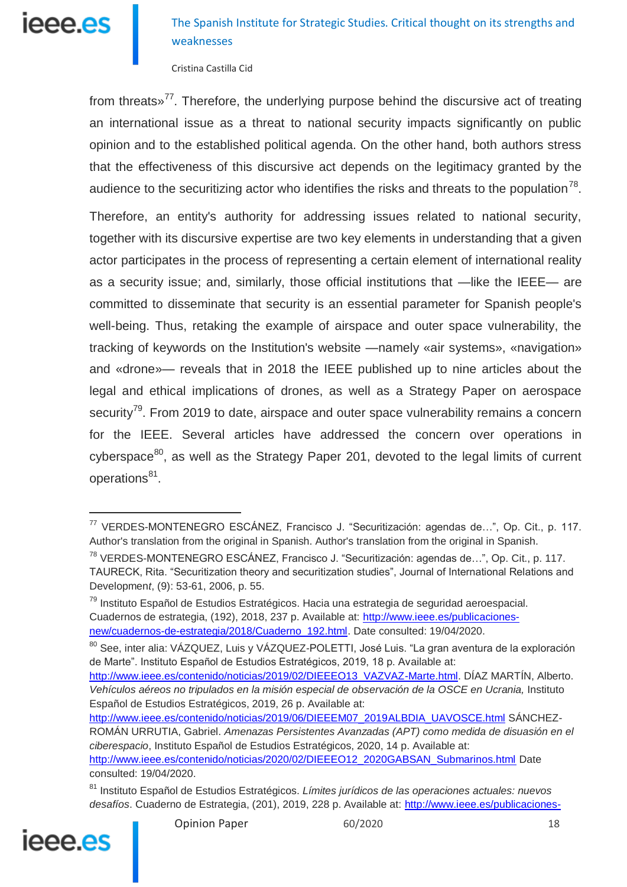from threats»[77]. Therefore, the underlying purpose behind the discursive act of treating an international issue as a threat to national security impacts significantly on public opinion and to the established political agenda. On the other hand, both authors stress that the effectiveness of this discursive act depends on the legitimacy granted by the audience to the securitizing actor who identifies the risks and threats to the population[78].

Therefore, an entity's authority for addressing issues related to national security, together with its discursive expertise are two key elements in understanding that a given actor participates in the process of representing a certain element of international reality as a security issue; and, similarly, those official institutions that —like the IEEE— are committed to disseminate that security is an essential parameter for Spanish people's well-being. Thus, retaking the example of airspace and outer space vulnerability, the tracking of keywords on the Institution's website —namely «air systems», «navigation» and «drone»— reveals that in 2018 the IEEE published up to nine articles about the legal and ethical implications of drones, as well as a Strategy Paper on aerospace security[79]. From 2019 to date, airspace and outer space vulnerability remains a concern for the IEEE. Several articles have addressed the concern over operations in cyberspace[80], as well as the Strategy Paper 201, devoted to the legal limits of current operations[81].

---

[77] VERDES-MONTENEGRO ESCÁNEZ, Francisco J. "Securitización: agendas de…", Op. Cit., p. 117. Author's translation from the original in Spanish. Author's translation from the original in Spanish.

[78] VERDES-MONTENEGRO ESCÁNEZ, Francisco J. "Securitización: agendas de…", Op. Cit., p. 117. TAURECK, Rita. "Securitization theory and securitization studies", Journal of International Relations and Development, (9): 53-61, 2006, p. 55.

[79] Instituto Español de Estudios Estratégicos. Hacia una estrategia de seguridad aeroespacial. Cuadernos de estrategia, (192), 2018, 237 p. Available at: http://www.ieee.es/publicaciones-new/cuadernos-de-estrategia/2018/Cuaderno_192.html. Date consulted: 19/04/2020.

[80] See, inter alia: VÁZQUEZ, Luis y VÁZQUEZ-POLETTI, José Luis. "La gran aventura de la exploración de Marte". Instituto Español de Estudios Estratégicos, 2019, 18 p. Available at: http://www.ieee.es/contenido/noticias/2019/02/DIEEEO13_VAZVAZ-Marte.html. DÍAZ MARTÍN, Alberto. *Vehículos aéreos no tripulados en la misión especial de observación de la OSCE en Ucrania,* Instituto Español de Estudios Estratégicos, 2019, 26 p. Available at: http://www.ieee.es/contenido/noticias/2019/06/DIEEEM07_2019ALBDIA_UAVOSCE.html SÁNCHEZ-ROMÁN URRUTIA, Gabriel. *Amenazas Persistentes Avanzadas (APT) como medida de disuasión en el ciberespacio*, Instituto Español de Estudios Estratégicos, 2020, 14 p. Available at: http://www.ieee.es/contenido/noticias/2020/02/DIEEEO12_2020GABSAN_Submarinos.html Date consulted: 19/04/2020.

[81] Instituto Español de Estudios Estratégicos. *Límites jurídicos de las operaciones actuales: nuevos desafíos*. Cuaderno de Estrategia, (201), 2019, 228 p. Available at: http://www.ieee.es/publicaciones-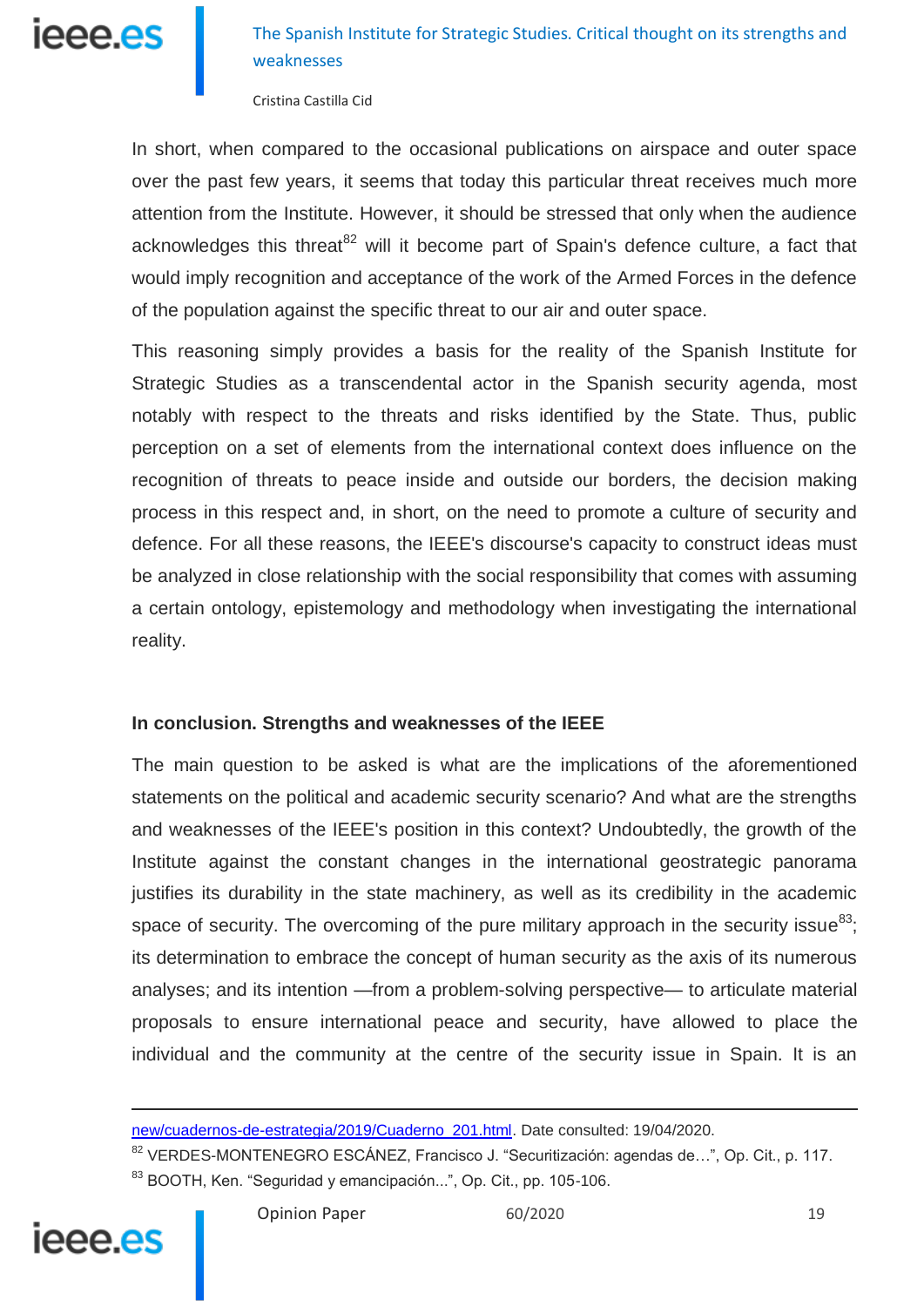In short, when compared to the occasional publications on airspace and outer space over the past few years, it seems that today this particular threat receives much more attention from the Institute. However, it should be stressed that only when the audience acknowledges this threat[82] will it become part of Spain's defence culture, a fact that would imply recognition and acceptance of the work of the Armed Forces in the defence of the population against the specific threat to our air and outer space.

This reasoning simply provides a basis for the reality of the Spanish Institute for Strategic Studies as a transcendental actor in the Spanish security agenda, most notably with respect to the threats and risks identified by the State. Thus, public perception on a set of elements from the international context does influence on the recognition of threats to peace inside and outside our borders, the decision making process in this respect and, in short, on the need to promote a culture of security and defence. For all these reasons, the IEEE's discourse's capacity to construct ideas must be analyzed in close relationship with the social responsibility that comes with assuming a certain ontology, epistemology and methodology when investigating the international reality.

## In conclusion. Strengths and weaknesses of the IEEE

The main question to be asked is what are the implications of the aforementioned statements on the political and academic security scenario? And what are the strengths and weaknesses of the IEEE's position in this context? Undoubtedly, the growth of the Institute against the constant changes in the international geostrategic panorama justifies its durability in the state machinery, as well as its credibility in the academic space of security. The overcoming of the pure military approach in the security issue[83]; its determination to embrace the concept of human security as the axis of its numerous analyses; and its intention —from a problem-solving perspective— to articulate material proposals to ensure international peace and security, have allowed to place the individual and the community at the centre of the security issue in Spain. It is an

---

new/cuadernos-de-estrategia/2019/Cuaderno_201.html. Date consulted: 19/04/2020.

[82] VERDES-MONTENEGRO ESCÁNEZ, Francisco J. "Securitización: agendas de…", Op. Cit., p. 117.

[83] BOOTH, Ken. "Seguridad y emancipación...", Op. Cit., pp. 105-106.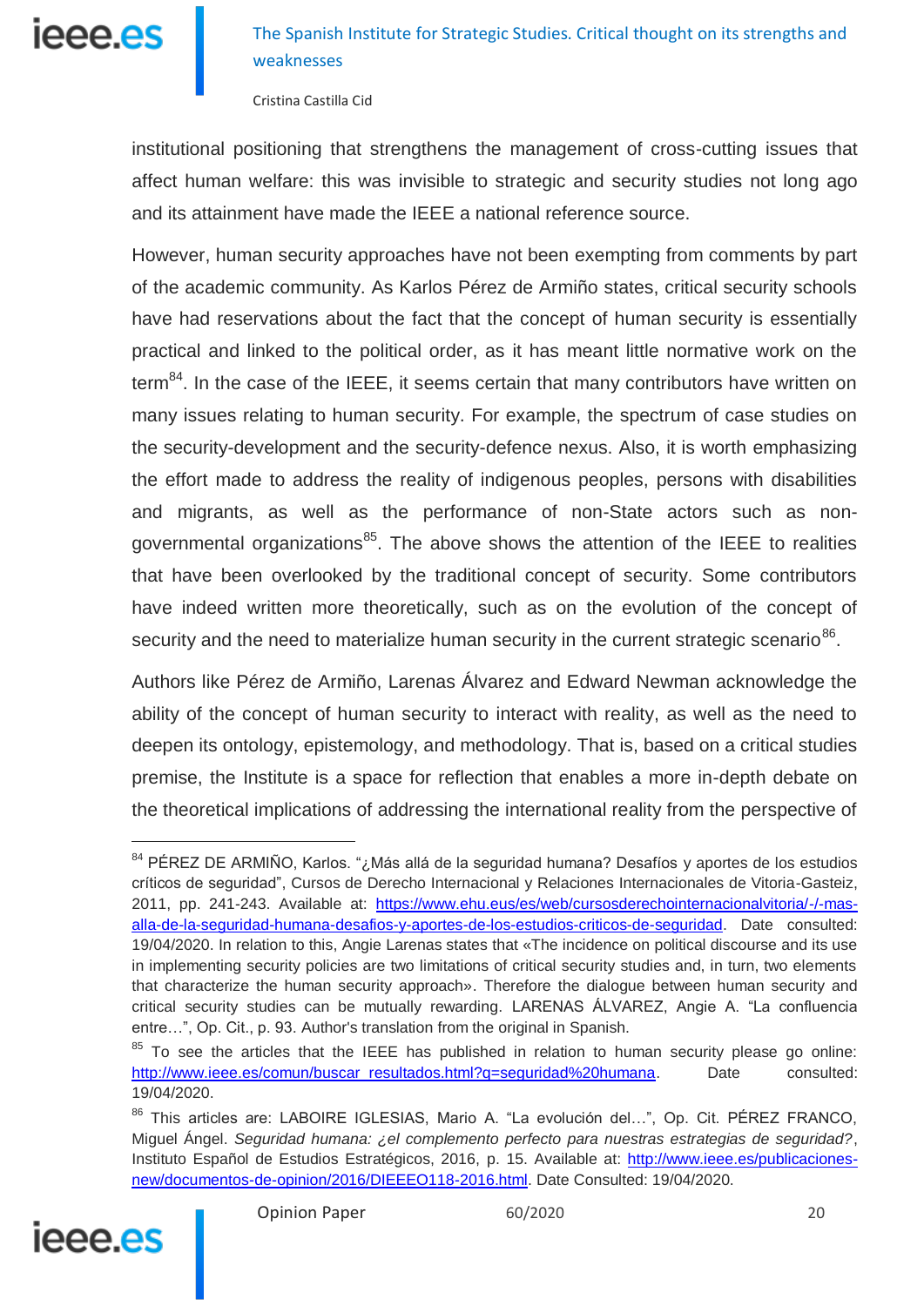institutional positioning that strengthens the management of cross-cutting issues that affect human welfare: this was invisible to strategic and security studies not long ago and its attainment have made the IEEE a national reference source.

However, human security approaches have not been exempting from comments by part of the academic community. As Karlos Pérez de Armiño states, critical security schools have had reservations about the fact that the concept of human security is essentially practical and linked to the political order, as it has meant little normative work on the term[84]. In the case of the IEEE, it seems certain that many contributors have written on many issues relating to human security. For example, the spectrum of case studies on the security-development and the security-defence nexus. Also, it is worth emphasizing the effort made to address the reality of indigenous peoples, persons with disabilities and migrants, as well as the performance of non-State actors such as non-governmental organizations[85]. The above shows the attention of the IEEE to realities that have been overlooked by the traditional concept of security. Some contributors have indeed written more theoretically, such as on the evolution of the concept of security and the need to materialize human security in the current strategic scenario[86].

Authors like Pérez de Armiño, Larenas Álvarez and Edward Newman acknowledge the ability of the concept of human security to interact with reality, as well as the need to deepen its ontology, epistemology, and methodology. That is, based on a critical studies premise, the Institute is a space for reflection that enables a more in-depth debate on the theoretical implications of addressing the international reality from the perspective of

---

[84] PÉREZ DE ARMIÑO, Karlos. "¿Más allá de la seguridad humana? Desafíos y aportes de los estudios críticos de seguridad", Cursos de Derecho Internacional y Relaciones Internacionales de Vitoria-Gasteiz, 2011, pp. 241-243. Available at: https://www.ehu.eus/es/web/cursosderechointernacionalvitoria/-/-mas-alla-de-la-seguridad-humana-desafios-y-aportes-de-los-estudios-criticos-de-seguridad. Date consulted: 19/04/2020. In relation to this, Angie Larenas states that «The incidence on political discourse and its use in implementing security policies are two limitations of critical security studies and, in turn, two elements that characterize the human security approach». Therefore the dialogue between human security and critical security studies can be mutually rewarding. LARENAS ÁLVAREZ, Angie A. "La confluencia entre…", Op. Cit., p. 93. Author's translation from the original in Spanish.

[85] To see the articles that the IEEE has published in relation to human security please go online: http://www.ieee.es/comun/buscar_resultados.html?q=seguridad%20humana. Date consulted: 19/04/2020.

[86] This articles are: LABOIRE IGLESIAS, Mario A. "La evolución del…", Op. Cit. PÉREZ FRANCO, Miguel Ángel. *Seguridad humana: ¿el complemento perfecto para nuestras estrategias de seguridad?*, Instituto Español de Estudios Estratégicos, 2016, p. 15. Available at: http://www.ieee.es/publicaciones-new/documentos-de-opinion/2016/DIEEEO118-2016.html. Date Consulted: 19/04/2020.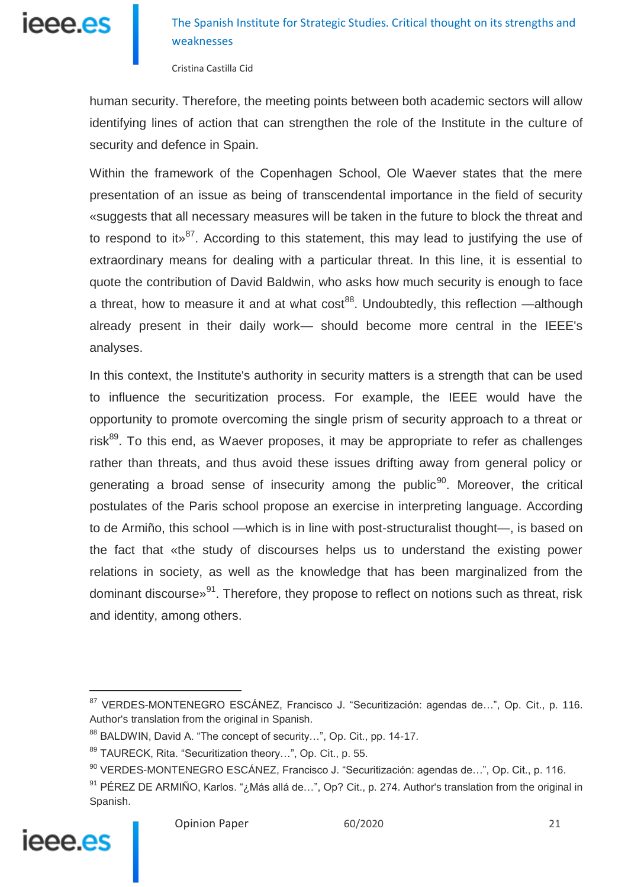human security. Therefore, the meeting points between both academic sectors will allow identifying lines of action that can strengthen the role of the Institute in the culture of security and defence in Spain.

Within the framework of the Copenhagen School, Ole Waever states that the mere presentation of an issue as being of transcendental importance in the field of security «suggests that all necessary measures will be taken in the future to block the threat and to respond to it»[87]. According to this statement, this may lead to justifying the use of extraordinary means for dealing with a particular threat. In this line, it is essential to quote the contribution of David Baldwin, who asks how much security is enough to face a threat, how to measure it and at what cost[88]. Undoubtedly, this reflection —although already present in their daily work— should become more central in the IEEE's analyses.

In this context, the Institute's authority in security matters is a strength that can be used to influence the securitization process. For example, the IEEE would have the opportunity to promote overcoming the single prism of security approach to a threat or risk[89]. To this end, as Waever proposes, it may be appropriate to refer as challenges rather than threats, and thus avoid these issues drifting away from general policy or generating a broad sense of insecurity among the public[90]. Moreover, the critical postulates of the Paris school propose an exercise in interpreting language. According to de Armiño, this school —which is in line with post-structuralist thought—, is based on the fact that «the study of discourses helps us to understand the existing power relations in society, as well as the knowledge that has been marginalized from the dominant discourse»[91]. Therefore, they propose to reflect on notions such as threat, risk and identity, among others.

---

[87] VERDES-MONTENEGRO ESCÁNEZ, Francisco J. "Securitización: agendas de…", Op. Cit., p. 116. Author's translation from the original in Spanish.

[88] BALDWIN, David A. "The concept of security…", Op. Cit., pp. 14-17.

[89] TAURECK, Rita. "Securitization theory…", Op. Cit., p. 55.

[90] VERDES-MONTENEGRO ESCÁNEZ, Francisco J. "Securitización: agendas de…", Op. Cit., p. 116.

[91] PÉREZ DE ARMIÑO, Karlos. "¿Más allá de…", Op? Cit., p. 274. Author's translation from the original in Spanish.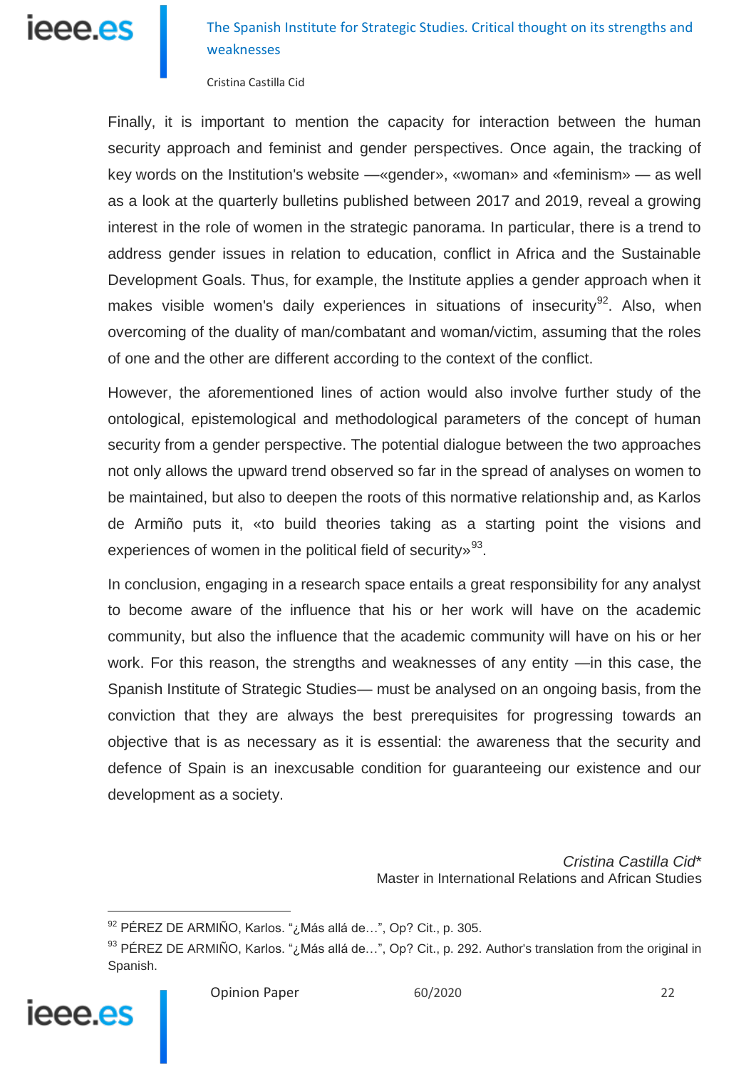Finally, it is important to mention the capacity for interaction between the human security approach and feminist and gender perspectives. Once again, the tracking of key words on the Institution's website —«gender», «woman» and «feminism» — as well as a look at the quarterly bulletins published between 2017 and 2019, reveal a growing interest in the role of women in the strategic panorama. In particular, there is a trend to address gender issues in relation to education, conflict in Africa and the Sustainable Development Goals. Thus, for example, the Institute applies a gender approach when it makes visible women's daily experiences in situations of insecurity[92]. Also, when overcoming of the duality of man/combatant and woman/victim, assuming that the roles of one and the other are different according to the context of the conflict.

However, the aforementioned lines of action would also involve further study of the ontological, epistemological and methodological parameters of the concept of human security from a gender perspective. The potential dialogue between the two approaches not only allows the upward trend observed so far in the spread of analyses on women to be maintained, but also to deepen the roots of this normative relationship and, as Karlos de Armiño puts it, «to build theories taking as a starting point the visions and experiences of women in the political field of security»[93].

In conclusion, engaging in a research space entails a great responsibility for any analyst to become aware of the influence that his or her work will have on the academic community, but also the influence that the academic community will have on his or her work. For this reason, the strengths and weaknesses of any entity —in this case, the Spanish Institute of Strategic Studies— must be analysed on an ongoing basis, from the conviction that they are always the best prerequisites for progressing towards an objective that is as necessary as it is essential: the awareness that the security and defence of Spain is an inexcusable condition for guaranteeing our existence and our development as a society.

*Cristina Castilla Cid\**
Master in International Relations and African Studies

---

[92] PÉREZ DE ARMIÑO, Karlos. "¿Más allá de…", Op? Cit., p. 305.

[93] PÉREZ DE ARMIÑO, Karlos. "¿Más allá de…", Op? Cit., p. 292. Author's translation from the original in Spanish.